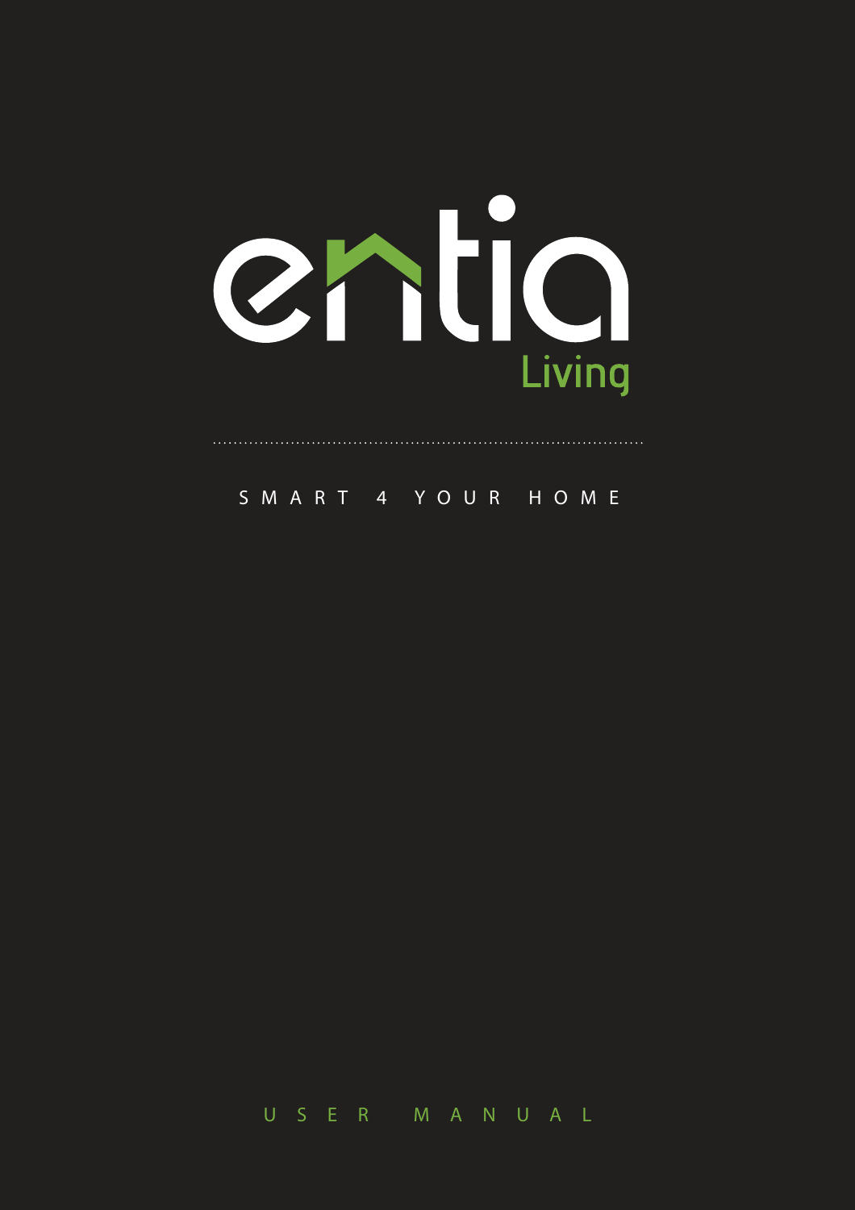# entia

Living

SMART 4 YOUR HOME

USER MANUAL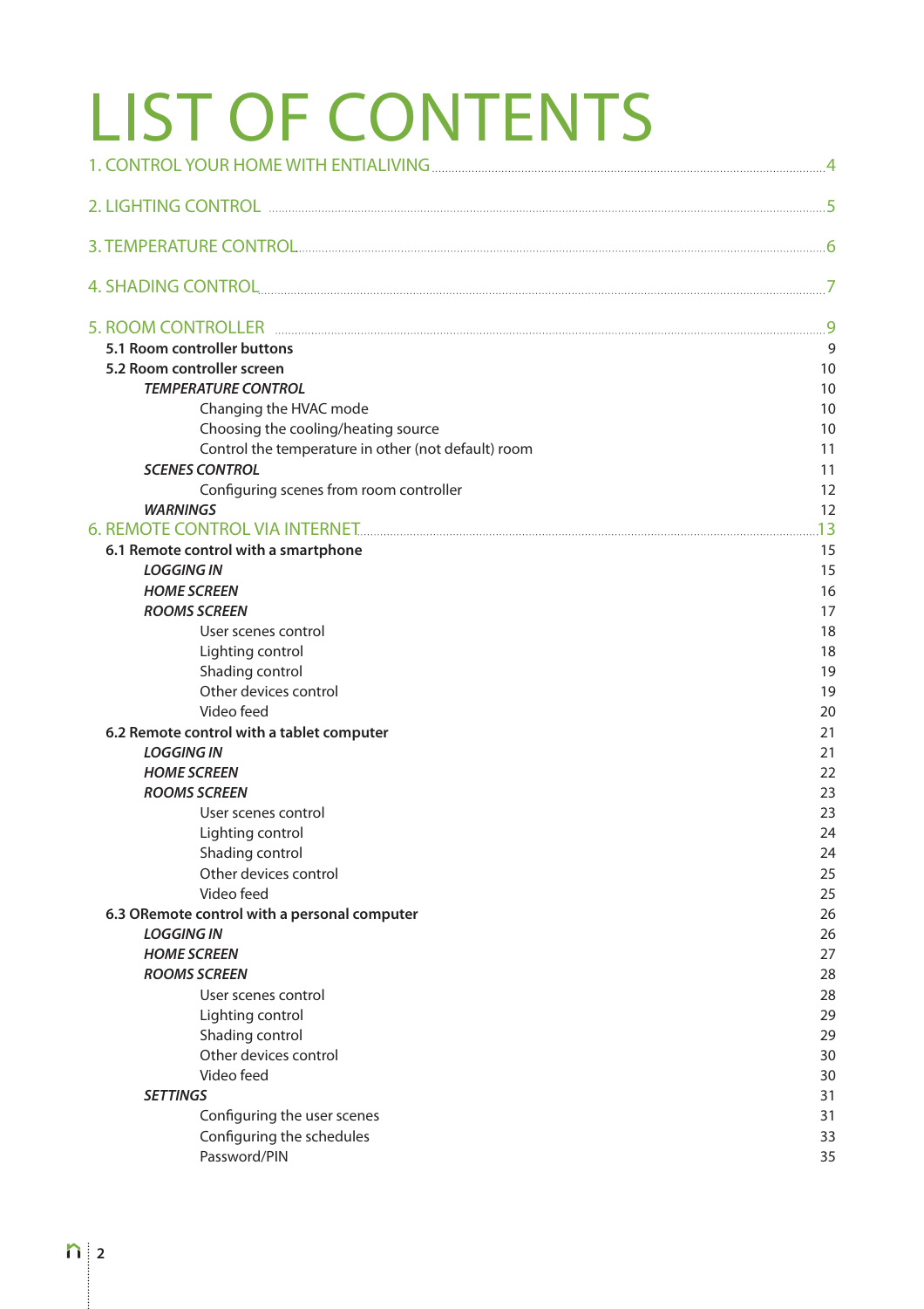# LIST OF CONTENTS

1. CONTROL YOUR HOME WITH ENTIALIVING ... 4

2. LIGHTING CONTROL ... 5

3. TEMPERATURE CONTROL ... 6

4. SHADING CONTROL ... 7

5. ROOM CONTROLLER ... 9
- **5.1 Room controller buttons** 9
- **5.2 Room controller screen** 10
  - ***TEMPERATURE CONTROL*** 10
    - Changing the HVAC mode 10
    - Choosing the cooling/heating source 10
    - Control the temperature in other (not default) room 11
  - ***SCENES CONTROL*** 11
    - Configuring scenes from room controller 12
  - ***WARNINGS*** 12

6. REMOTE CONTROL VIA INTERNET ... 13
- **6.1 Remote control with a smartphone** 15
  - ***LOGGING IN*** 15
  - ***HOME SCREEN*** 16
  - ***ROOMS SCREEN*** 17
    - User scenes control 18
    - Lighting control 18
    - Shading control 19
    - Other devices control 19
    - Video feed 20
- **6.2 Remote control with a tablet computer** 21
  - ***LOGGING IN*** 21
  - ***HOME SCREEN*** 22
  - ***ROOMS SCREEN*** 23
    - User scenes control 23
    - Lighting control 24
    - Shading control 24
    - Other devices control 25
    - Video feed 25
- **6.3 ORemote control with a personal computer** 26
  - ***LOGGING IN*** 26
  - ***HOME SCREEN*** 27
  - ***ROOMS SCREEN*** 28
    - User scenes control 28
    - Lighting control 29
    - Shading control 29
    - Other devices control 30
    - Video feed 30
  - ***SETTINGS*** 31
    - Configuring the user scenes 31
    - Configuring the schedules 33
    - Password/PIN 35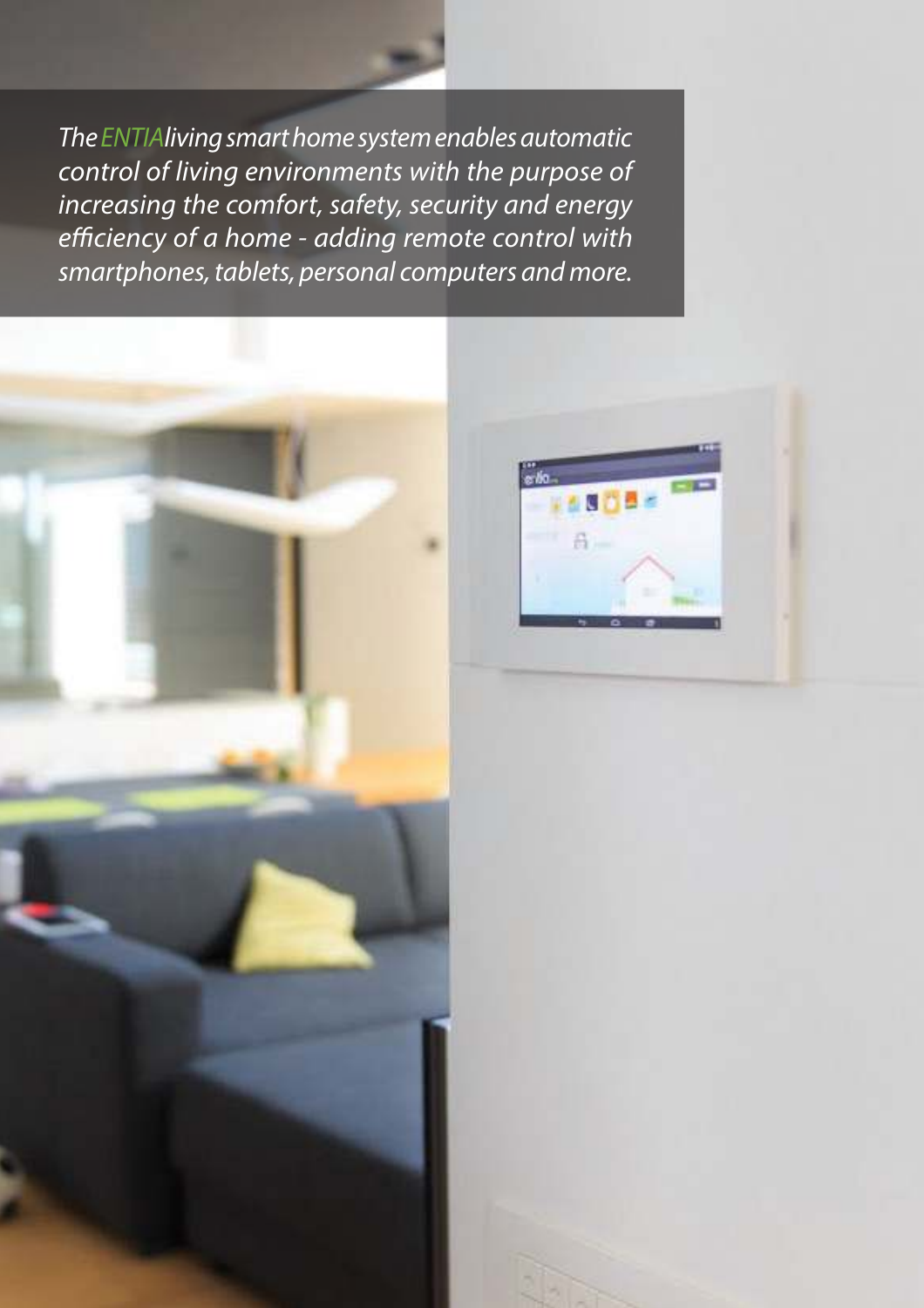*The ENTIAliving smart home system enables automatic control of living environments with the purpose of increasing the comfort, safety, security and energy efficiency of a home - adding remote control with smartphones, tablets, personal computers and more.*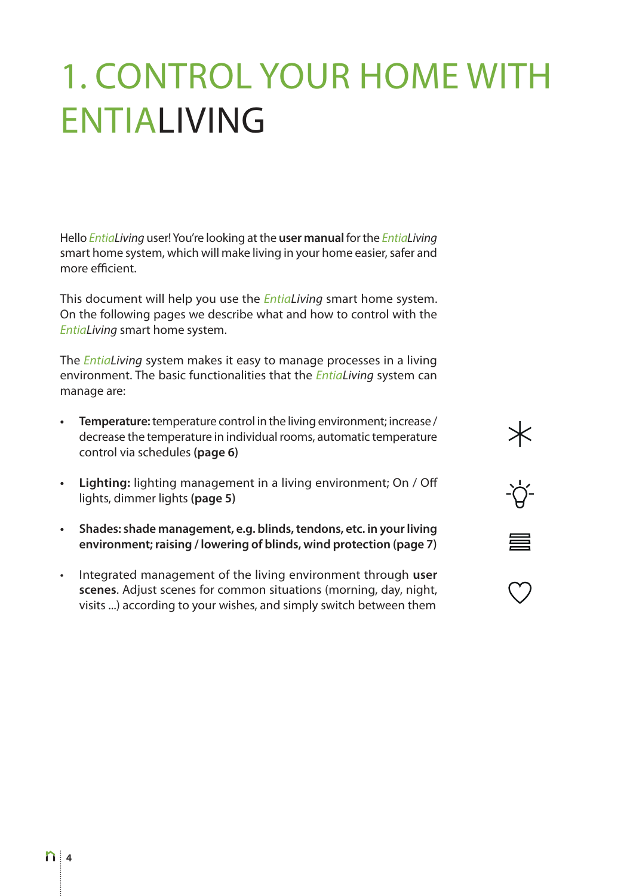# 1. CONTROL YOUR HOME WITH ENTIALIVING

Hello *EntiaLiving* user! You're looking at the **user manual** for the *EntiaLiving* smart home system, which will make living in your home easier, safer and more efficient.

This document will help you use the *EntiaLiving* smart home system. On the following pages we describe what and how to control with the *EntiaLiving* smart home system.

The *EntiaLiving* system makes it easy to manage processes in a living environment. The basic functionalities that the *EntiaLiving* system can manage are:

- **Temperature:** temperature control in the living environment; increase / decrease the temperature in individual rooms, automatic temperature control via schedules **(page 6)**
- **Lighting:** lighting management in a living environment; On / Off lights, dimmer lights **(page 5)**
- **Shades: shade management, e.g. blinds, tendons, etc. in your living environment; raising / lowering of blinds, wind protection (page 7)**
- Integrated management of the living environment through **user scenes**. Adjust scenes for common situations (morning, day, night, visits ...) according to your wishes, and simply switch between them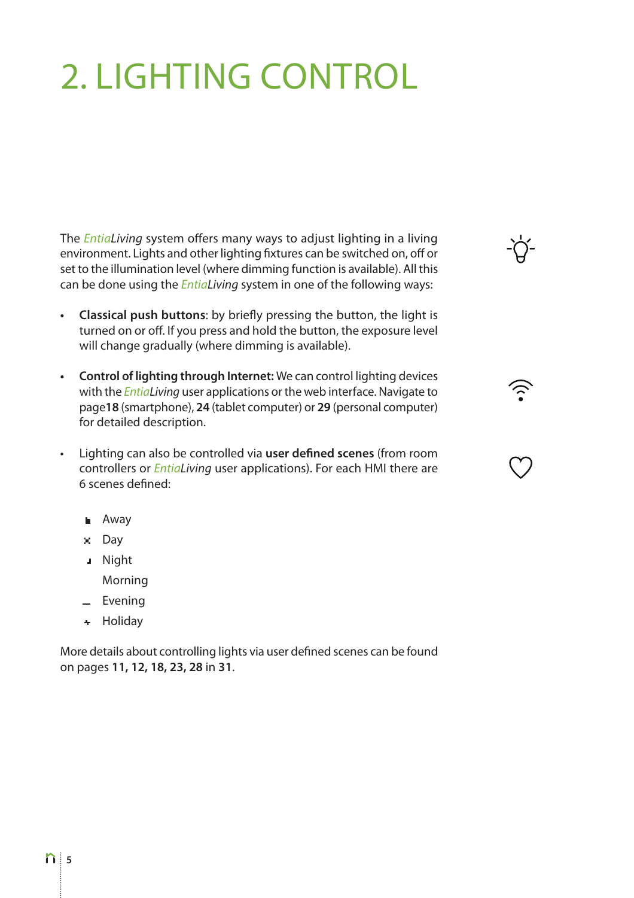# 2. LIGHTING CONTROL

The *EntiaLiving* system offers many ways to adjust lighting in a living environment. Lights and other lighting fixtures can be switched on, off or set to the illumination level (where dimming function is available). All this can be done using the *EntiaLiving* system in one of the following ways:

- **Classical push buttons**: by briefly pressing the button, the light is turned on or off. If you press and hold the button, the exposure level will change gradually (where dimming is available).

- **Control of lighting through Internet:** We can control lighting devices with the *EntiaLiving* user applications or the web interface. Navigate to page **18** (smartphone), **24** (tablet computer) or **29** (personal computer) for detailed description.

- Lighting can also be controlled via **user defined scenes** (from room controllers or *EntiaLiving* user applications). For each HMI there are 6 scenes defined:

  - Away
  - Day
  - Night
  - Morning
  - Evening
  - Holiday

More details about controlling lights via user defined scenes can be found on pages **11, 12, 18, 23, 28** in **31**.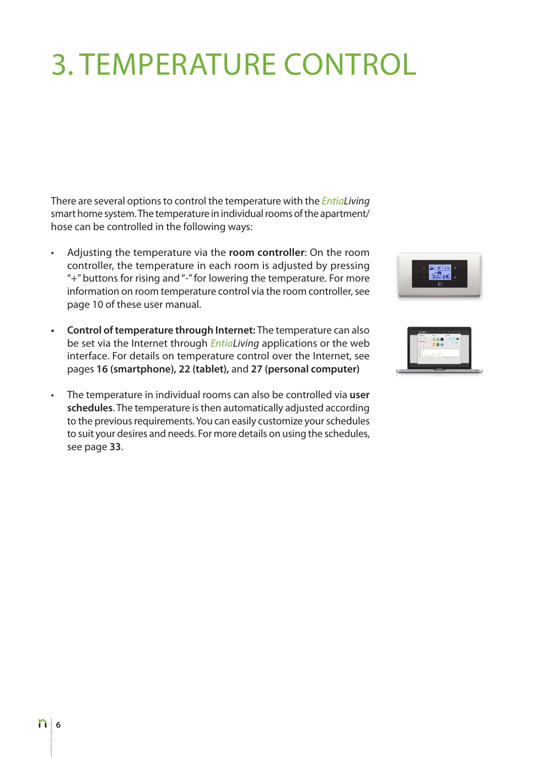# 3. TEMPERATURE CONTROL

There are several options to control the temperature with the *EntiaLiving* smart home system. The temperature in individual rooms of the apartment/ hose can be controlled in the following ways:

- Adjusting the temperature via the **room controller**: On the room controller, the temperature in each room is adjusted by pressing "+" buttons for rising and "-" for lowering the temperature. For more information on room temperature control via the room controller, see page 10 of these user manual.
- **Control of temperature through Internet:** The temperature can also be set via the Internet through *EntiaLiving* applications or the web interface. For details on temperature control over the Internet, see pages **16 (smartphone), 22 (tablet),** and **27 (personal computer)**
- The temperature in individual rooms can also be controlled via **user schedules**. The temperature is then automatically adjusted according to the previous requirements. You can easily customize your schedules to suit your desires and needs. For more details on using the schedules, see page **33**.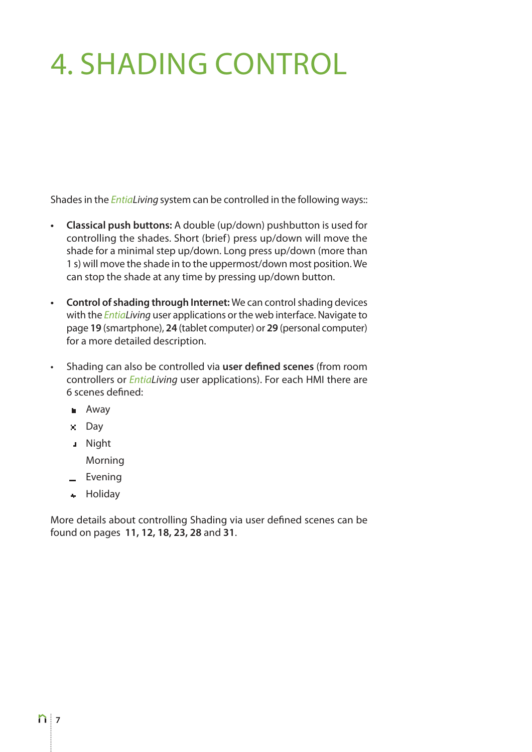# 4. SHADING CONTROL

Shades in the *EntiaLiving* system can be controlled in the following ways::

- **Classical push buttons:** A double (up/down) pushbutton is used for controlling the shades. Short (brief) press up/down will move the shade for a minimal step up/down. Long press up/down (more than 1 s) will move the shade in to the uppermost/down most position. We can stop the shade at any time by pressing up/down button.

- **Control of shading through Internet:** We can control shading devices with the *EntiaLiving* user applications or the web interface. Navigate to page **19** (smartphone), **24** (tablet computer) or **29** (personal computer) for a more detailed description.

- Shading can also be controlled via **user defined scenes** (from room controllers or *EntiaLiving* user applications). For each HMI there are 6 scenes defined:
  - Away
  - Day
  - Night
  - Morning
  - Evening
  - Holiday

More details about controlling Shading via user defined scenes can be found on pages **11, 12, 18, 23, 28** and **31**.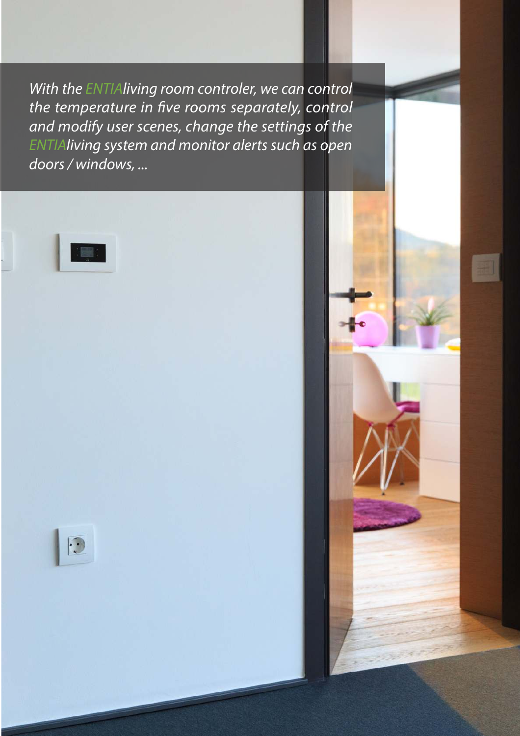*With the ENTIAliving room controler, we can control the temperature in five rooms separately, control and modify user scenes, change the settings of the ENTIAliving system and monitor alerts such as open doors / windows, ...*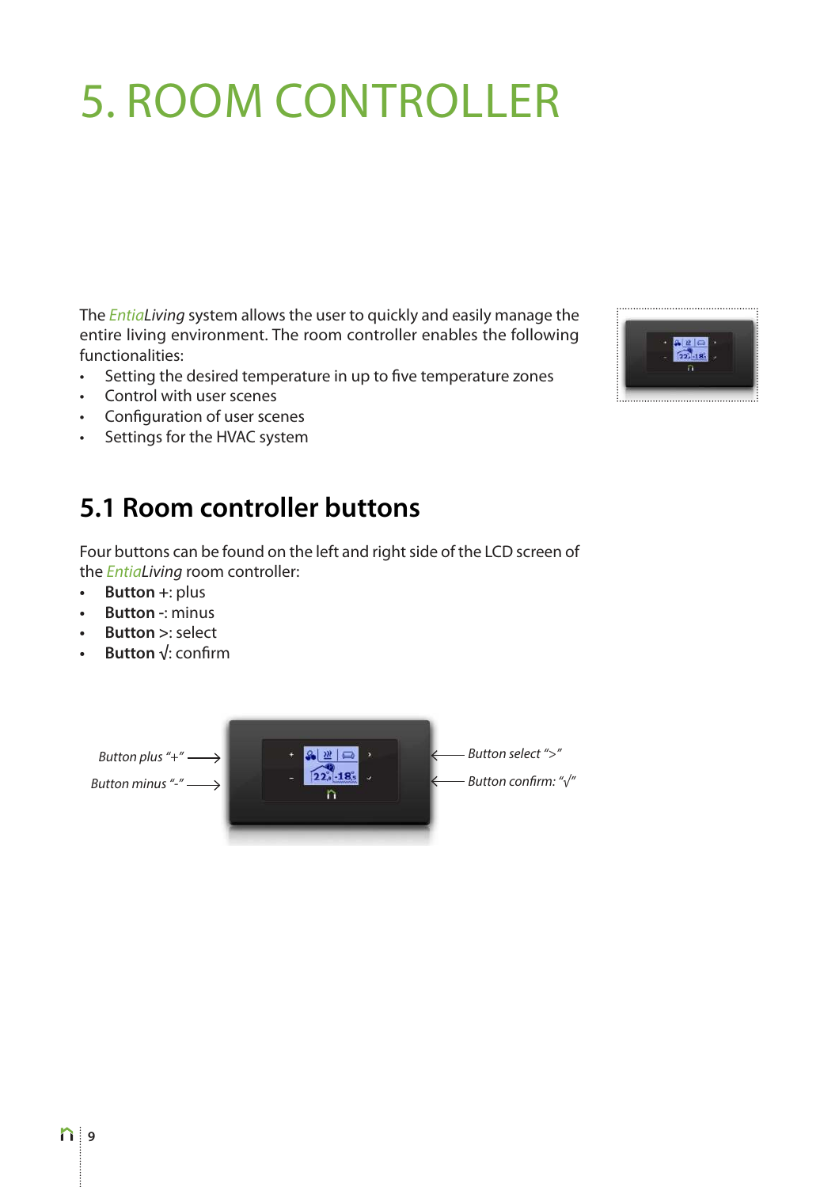# 5. ROOM CONTROLLER

The *EntiaLiving* system allows the user to quickly and easily manage the entire living environment. The room controller enables the following functionalities:

- Setting the desired temperature in up to five temperature zones
- Control with user scenes
- Configuration of user scenes
- Settings for the HVAC system

## 5.1 Room controller buttons

Four buttons can be found on the left and right side of the LCD screen of the *EntiaLiving* room controller:

- **Button** +: plus
- **Button** -: minus
- **Button** >: select
- **Button** √: confirm

*Button plus "+"*

*Button minus "-"*

*Button select ">"*

*Button confirm: "√"*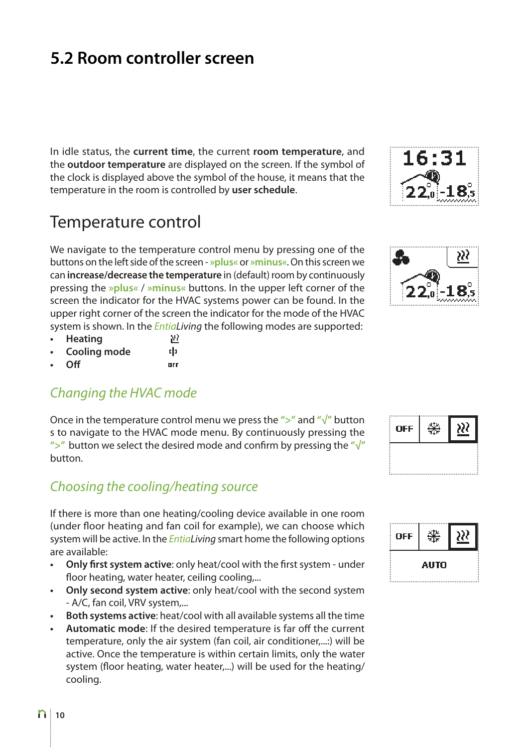# 5.2 Room controller screen

In idle status, the **current time**, the current **room temperature**, and the **outdoor temperature** are displayed on the screen. If the symbol of the clock is displayed above the symbol of the house, it means that the temperature in the room is controlled by **user schedule**.

## Temperature control

We navigate to the temperature control menu by pressing one of the buttons on the left side of the screen - **»plus«** or **»minus«**. On this screen we can **increase/decrease the temperature** in (default) room by continuously pressing the **»plus«** / **»minus«** buttons. In the upper left corner of the screen the indicator for the HVAC systems power can be found. In the upper right corner of the screen the indicator for the mode of the HVAC system is shown. In the *EntiaLiving* the following modes are supported:

- **Heating**
- **Cooling mode**
- **Off**

### *Changing the HVAC mode*

Once in the temperature control menu we press the ">" and "√" button s to navigate to the HVAC mode menu. By continuously pressing the ">" button we select the desired mode and confirm by pressing the "√" button.

### *Choosing the cooling/heating source*

If there is more than one heating/cooling device available in one room (under floor heating and fan coil for example), we can choose which system will be active. In the *EntiaLiving* smart home the following options are available:

- **Only first system active**: only heat/cool with the first system - under floor heating, water heater, ceiling cooling,...
- **Only second system active**: only heat/cool with the second system - A/C, fan coil, VRV system,...
- **Both systems active**: heat/cool with all available systems all the time
- **Automatic mode**: If the desired temperature is far off the current temperature, only the air system (fan coil, air conditioner,...:) will be active. Once the temperature is within certain limits, only the water system (floor heating, water heater,...) will be used for the heating/cooling.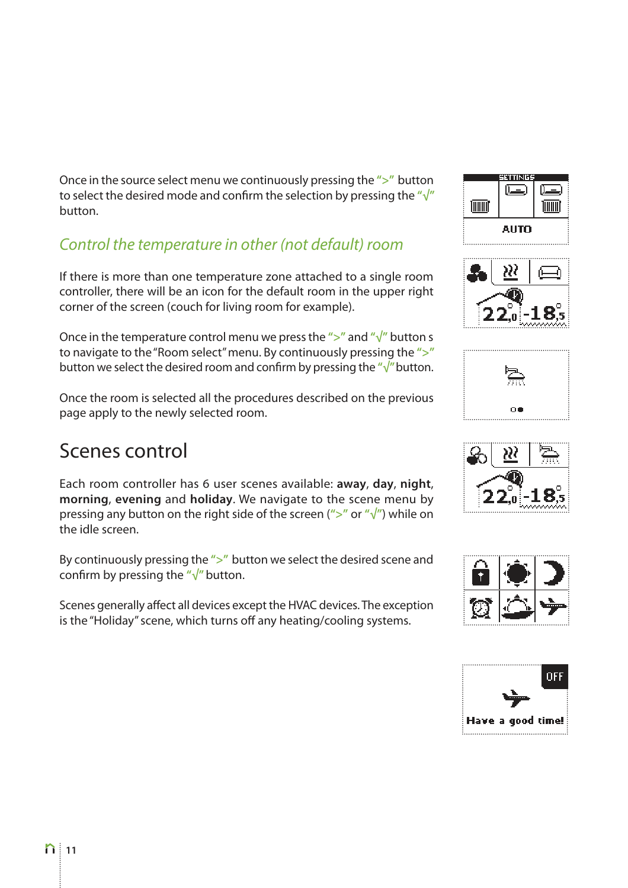Once in the source select menu we continuously pressing the “>” button to select the desired mode and confirm the selection by pressing the “√” button.

## *Control the temperature in other (not default) room*

If there is more than one temperature zone attached to a single room controller, there will be an icon for the default room in the upper right corner of the screen (couch for living room for example).

Once in the temperature control menu we press the “>” and “√” button s to navigate to the “Room select” menu. By continuously pressing the “>” button we select the desired room and confirm by pressing the “√” button.

Once the room is selected all the procedures described on the previous page apply to the newly selected room.

# Scenes control

Each room controller has 6 user scenes available: **away**, **day**, **night**, **morning**, **evening** and **holiday**. We navigate to the scene menu by pressing any button on the right side of the screen (“>” or “√”) while on the idle screen.

By continuously pressing the “>” button we select the desired scene and confirm by pressing the “√” button.

Scenes generally affect all devices except the HVAC devices. The exception is the “Holiday” scene, which turns off any heating/cooling systems.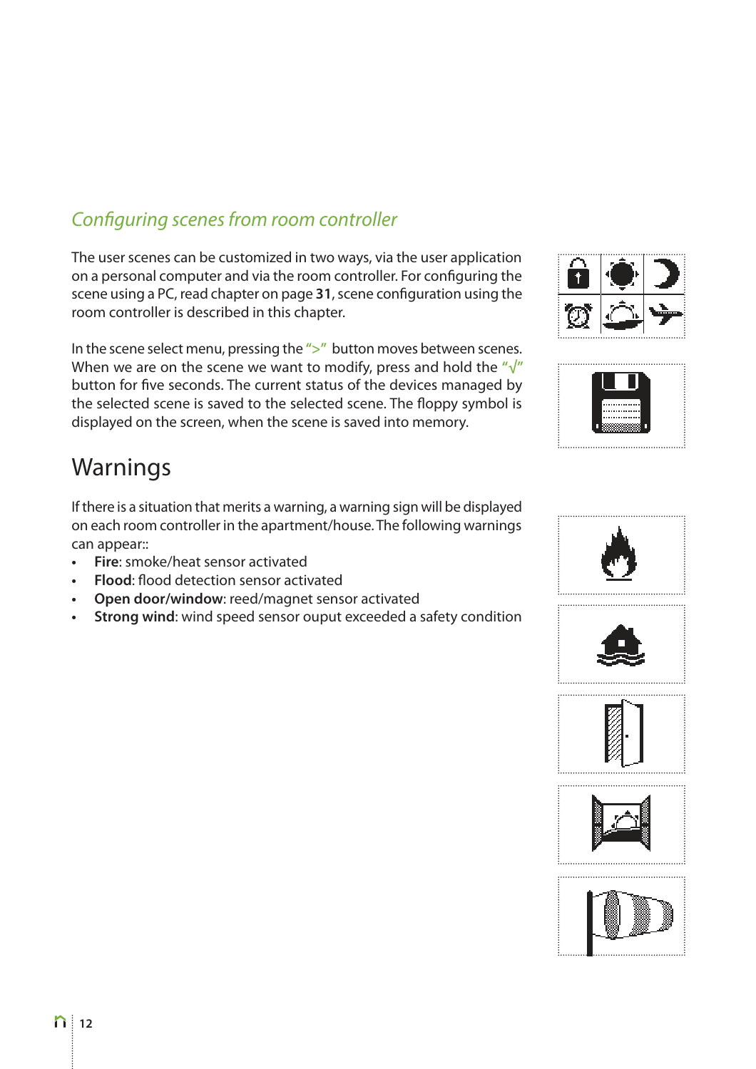## *Configuring scenes from room controller*

The user scenes can be customized in two ways, via the user application on a personal computer and via the room controller. For configuring the scene using a PC, read chapter on page **31**, scene configuration using the room controller is described in this chapter.

In the scene select menu, pressing the ">" button moves between scenes. When we are on the scene we want to modify, press and hold the "√" button for five seconds. The current status of the devices managed by the selected scene is saved to the selected scene. The floppy symbol is displayed on the screen, when the scene is saved into memory.

# Warnings

If there is a situation that merits a warning, a warning sign will be displayed on each room controller in the apartment/house. The following warnings can appear::

- **Fire**: smoke/heat sensor activated
- **Flood**: flood detection sensor activated
- **Open door/window**: reed/magnet sensor activated
- **Strong wind**: wind speed sensor ouput exceeded a safety condition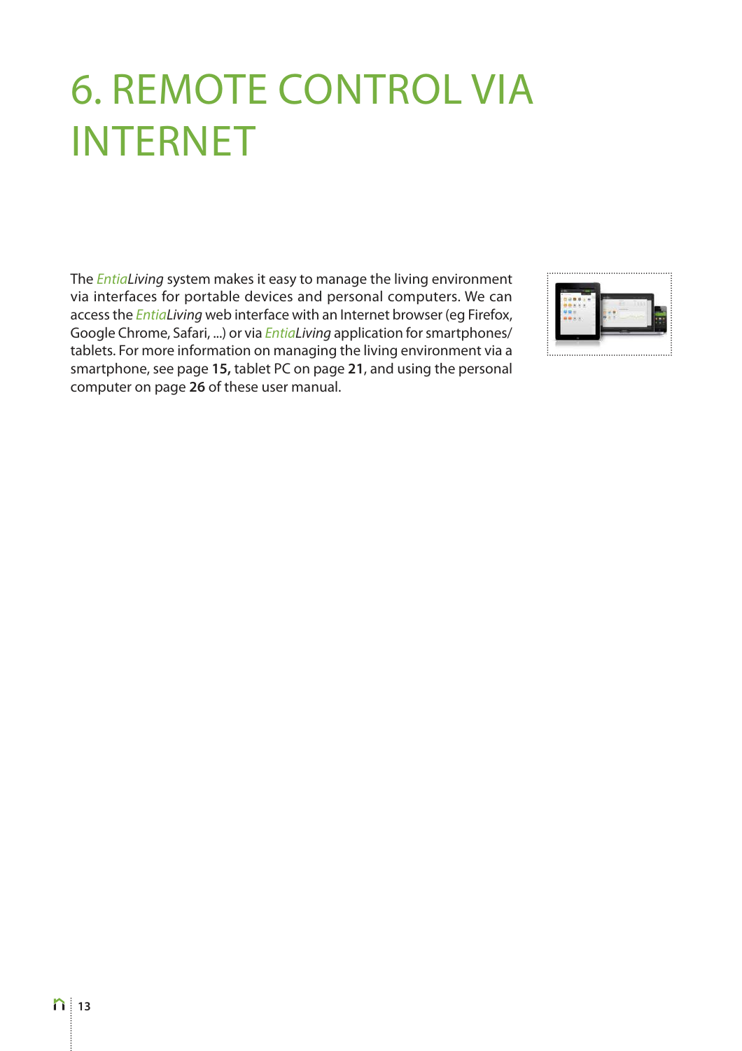# 6. REMOTE CONTROL VIA INTERNET

The *EntiaLiving* system makes it easy to manage the living environment via interfaces for portable devices and personal computers. We can access the *EntiaLiving* web interface with an Internet browser (eg Firefox, Google Chrome, Safari, ...) or via *EntiaLiving* application for smartphones/ tablets. For more information on managing the living environment via a smartphone, see page **15,** tablet PC on page **21**, and using the personal computer on page **26** of these user manual.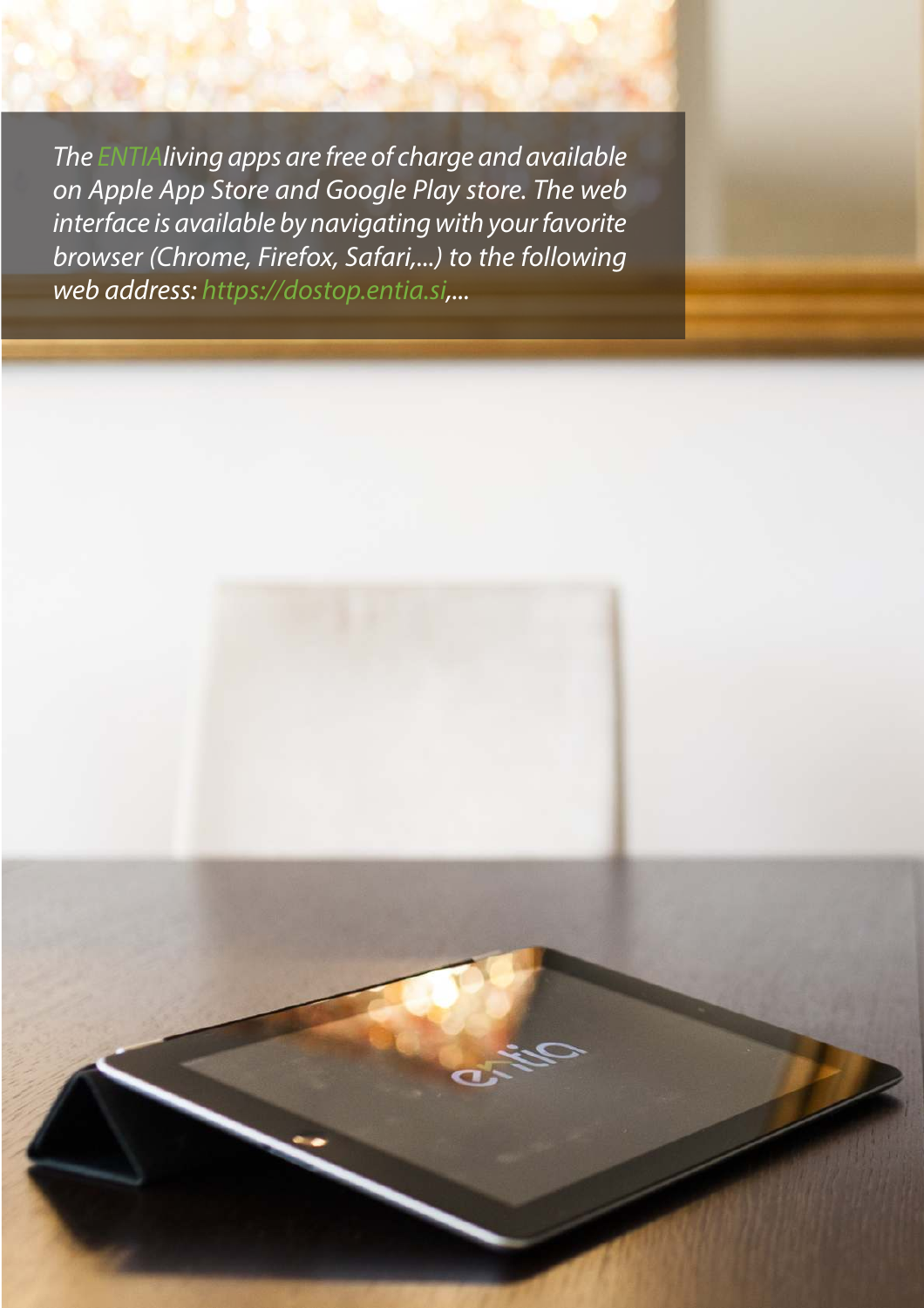*The ENTIAliving apps are free of charge and available on Apple App Store and Google Play store. The web interface is available by navigating with your favorite browser (Chrome, Firefox, Safari,...) to the following web address: https://dostop.entia.si,...*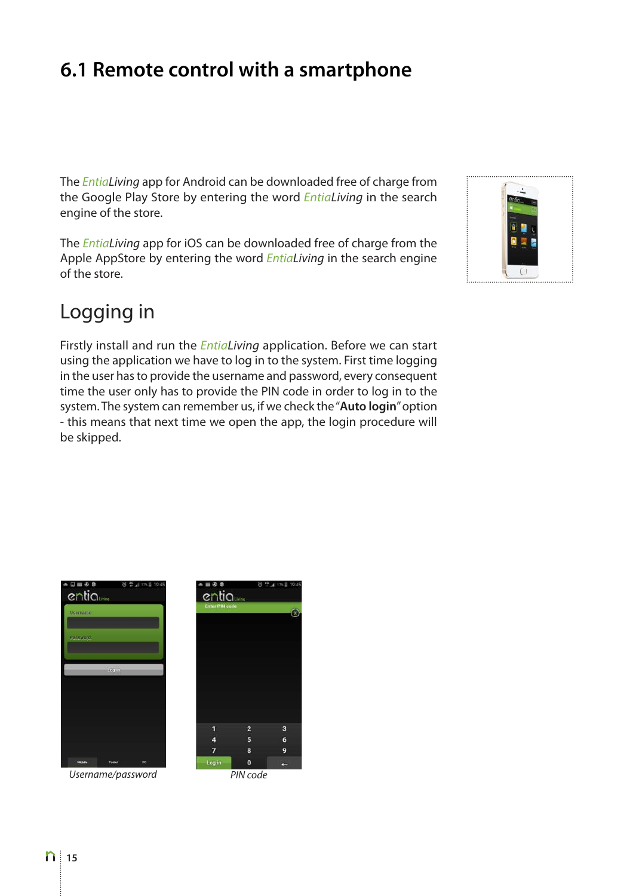# 6.1 Remote control with a smartphone

The *EntiaLiving* app for Android can be downloaded free of charge from the Google Play Store by entering the word *EntiaLiving* in the search engine of the store.

The *EntiaLiving* app for iOS can be downloaded free of charge from the Apple AppStore by entering the word *EntiaLiving* in the search engine of the store.

## Logging in

Firstly install and run the *EntiaLiving* application. Before we can start using the application we have to log in to the system. First time logging in the user has to provide the username and password, every consequent time the user only has to provide the PIN code in order to log in to the system. The system can remember us, if we check the "**Auto login**" option - this means that next time we open the app, the login procedure will be skipped.

*Username/password*

*PIN code*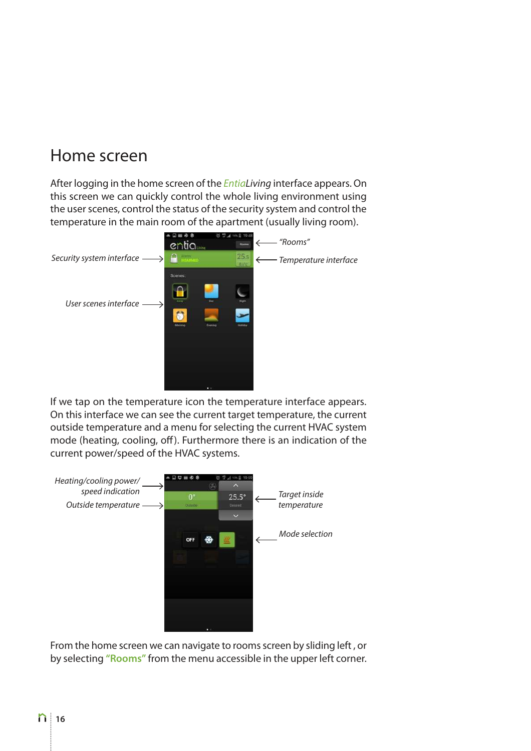# Home screen

After logging in the home screen of the *Entia*Living interface appears. On this screen we can quickly control the whole living environment using the user scenes, control the status of the security system and control the temperature in the main room of the apartment (usually living room).

*"Rooms"*

*Security system interface*

*Temperature interface*

*User scenes interface*

If we tap on the temperature icon the temperature interface appears. On this interface we can see the current target temperature, the current outside temperature and a menu for selecting the current HVAC system mode (heating, cooling, off). Furthermore there is an indication of the current power/speed of the HVAC systems.

*Heating/cooling power/ speed indication*

*Outside temperature*

*Target inside temperature*

*Mode selection*

From the home screen we can navigate to rooms screen by sliding left , or by selecting **"Rooms"** from the menu accessible in the upper left corner.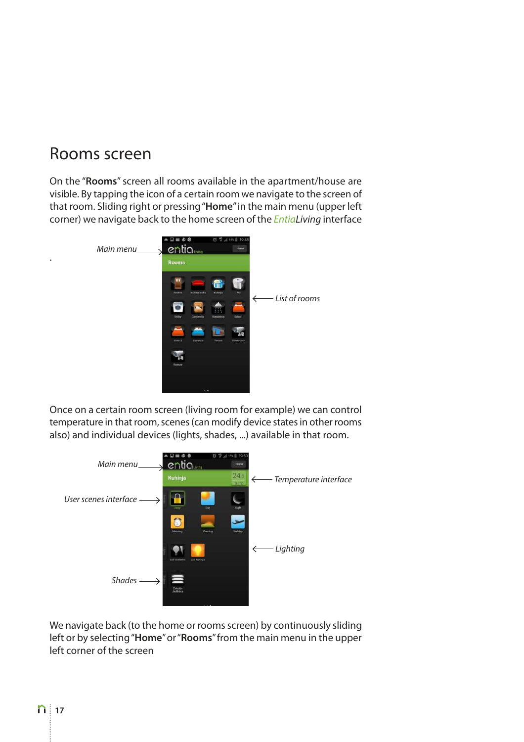# Rooms screen

On the “**Rooms**” screen all rooms available in the apartment/house are visible. By tapping the icon of a certain room we navigate to the screen of that room. Sliding right or pressing “**Home**” in the main menu (upper left corner) we navigate back to the home screen of the *EntiaLiving* interface

*Main menu*

*List of rooms*

Once on a certain room screen (living room for example) we can control temperature in that room, scenes (can modify device states in other rooms also) and individual devices (lights, shades, ...) available in that room.

*Main menu*

*Temperature interface*

*User scenes interface*

*Lighting*

*Shades*

We navigate back (to the home or rooms screen) by continuously sliding left or by selecting “**Home**” or “**Rooms**” from the main menu in the upper left corner of the screen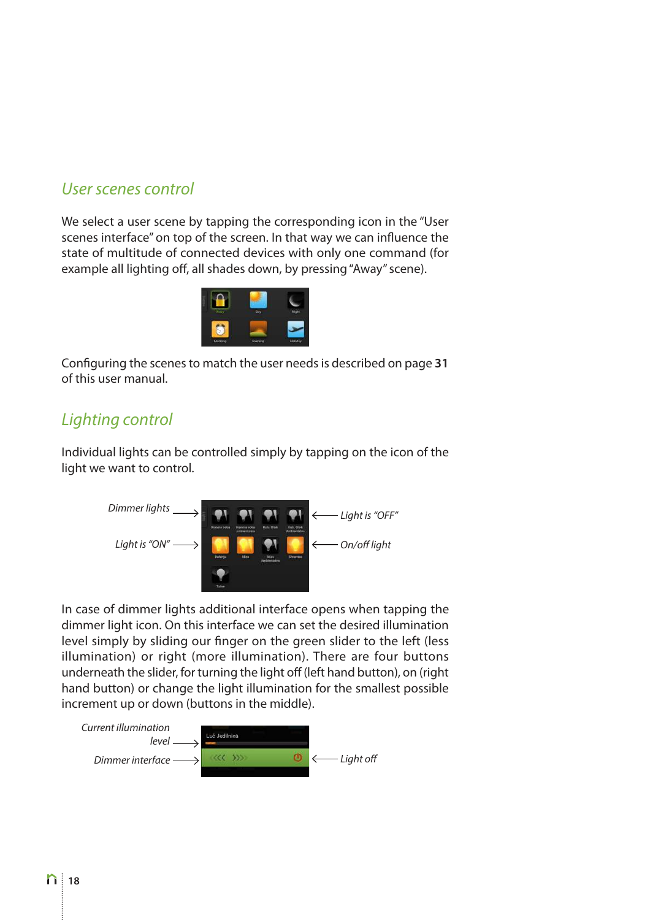## User scenes control

We select a user scene by tapping the corresponding icon in the "User scenes interface" on top of the screen. In that way we can influence the state of multitude of connected devices with only one command (for example all lighting off, all shades down, by pressing "Away" scene).

Configuring the scenes to match the user needs is described on page **31** of this user manual.

## Lighting control

Individual lights can be controlled simply by tapping on the icon of the light we want to control.

*Dimmer lights*

*Light is "ON"*

*Light is "OFF"*

*On/off light*

In case of dimmer lights additional interface opens when tapping the dimmer light icon. On this interface we can set the desired illumination level simply by sliding our finger on the green slider to the left (less illumination) or right (more illumination). There are four buttons underneath the slider, for turning the light off (left hand button), on (right hand button) or change the light illumination for the smallest possible increment up or down (buttons in the middle).

*Current illumination level*

*Dimmer interface*

*Light off*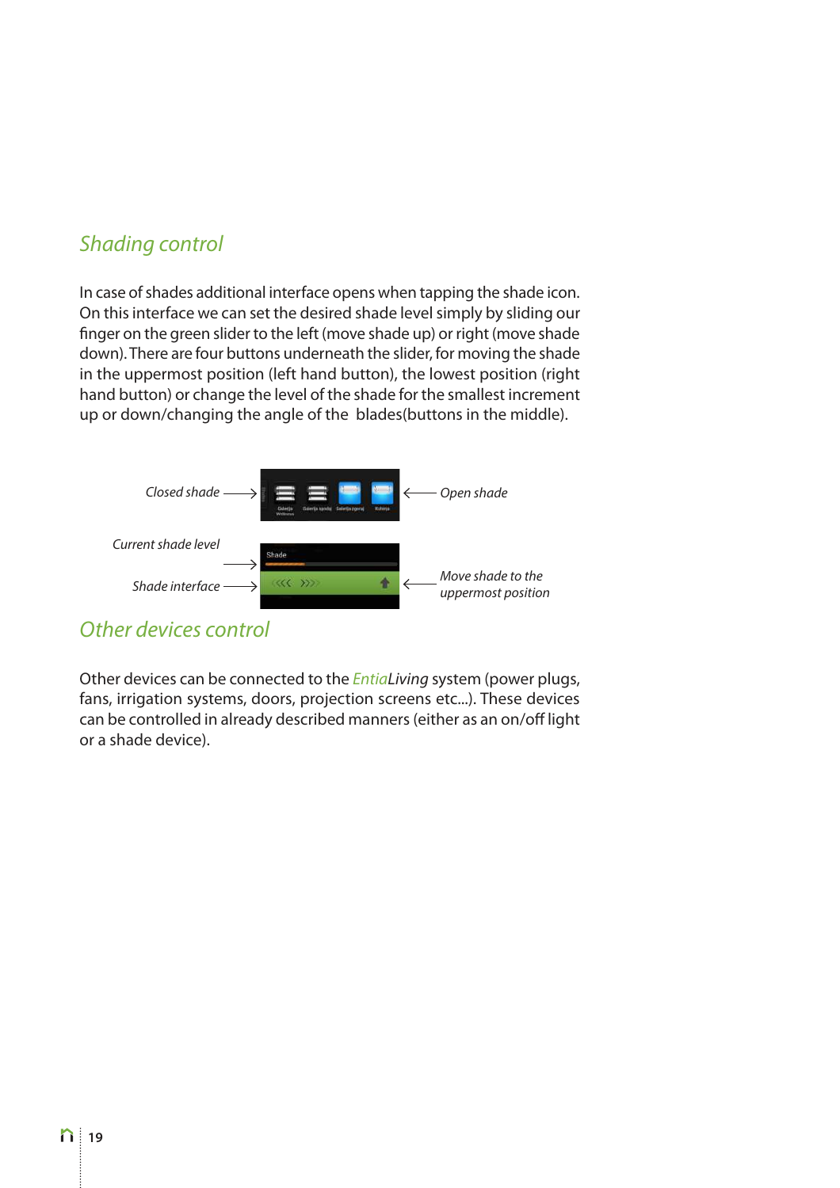## Shading control

In case of shades additional interface opens when tapping the shade icon. On this interface we can set the desired shade level simply by sliding our finger on the green slider to the left (move shade up) or right (move shade down). There are four buttons underneath the slider, for moving the shade in the uppermost position (left hand button), the lowest position (right hand button) or change the level of the shade for the smallest increment up or down/changing the angle of the blades(buttons in the middle).

*Closed shade* → ← *Open shade*

*Current shade level* →

*Shade interface* → ← *Move shade to the uppermost position*

## Other devices control

Other devices can be connected to the *EntiaLiving* system (power plugs, fans, irrigation systems, doors, projection screens etc...). These devices can be controlled in already described manners (either as an on/off light or a shade device).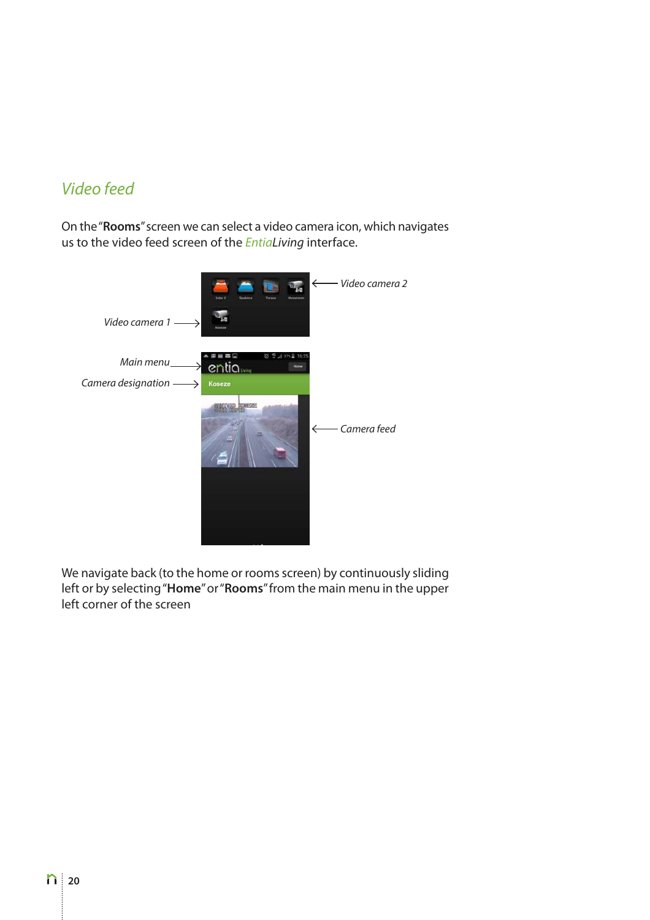## *Video feed*

On the "**Rooms**" screen we can select a video camera icon, which navigates us to the video feed screen of the *EntiaLiving* interface.

*Video camera 2*

*Video camera 1*

*Main menu*

*Camera designation*

*Camera feed*

We navigate back (to the home or rooms screen) by continuously sliding left or by selecting "**Home**" or "**Rooms**" from the main menu in the upper left corner of the screen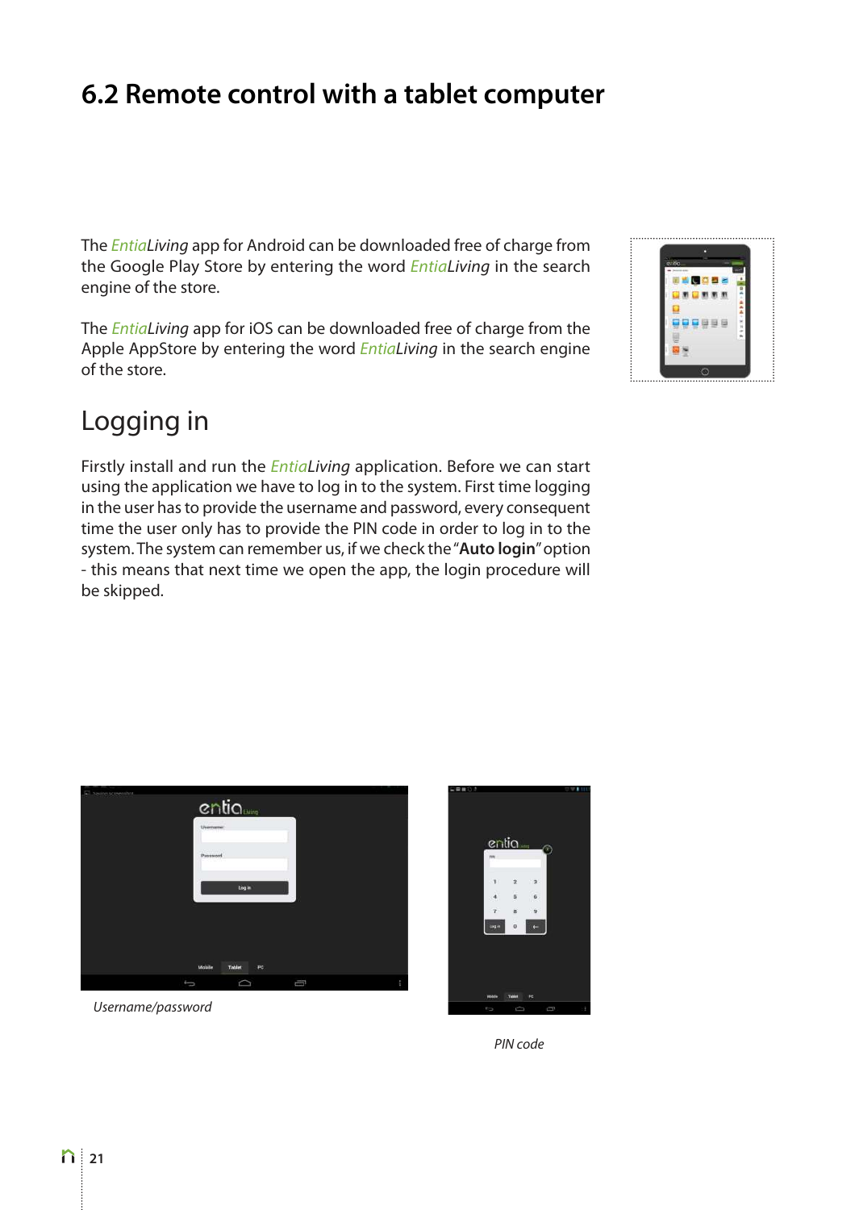# 6.2 Remote control with a tablet computer

The *EntiaLiving* app for Android can be downloaded free of charge from the Google Play Store by entering the word *EntiaLiving* in the search engine of the store.

The *EntiaLiving* app for iOS can be downloaded free of charge from the Apple AppStore by entering the word *EntiaLiving* in the search engine of the store.

## Logging in

Firstly install and run the *EntiaLiving* application. Before we can start using the application we have to log in to the system. First time logging in the user has to provide the username and password, every consequent time the user only has to provide the PIN code in order to log in to the system. The system can remember us, if we check the "**Auto login**" option - this means that next time we open the app, the login procedure will be skipped.

*Username/password*

*PIN code*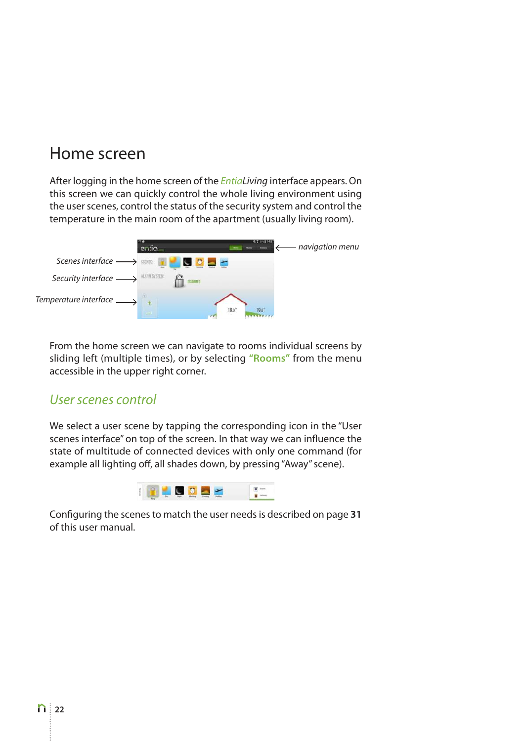# Home screen

After logging in the home screen of the *EntiaLiving* interface appears. On this screen we can quickly control the whole living environment using the user scenes, control the status of the security system and control the temperature in the main room of the apartment (usually living room).

*Scenes interface*

*Security interface*

*Temperature interface*

*navigation menu*

From the home screen we can navigate to rooms individual screens by sliding left (multiple times), or by selecting **"Rooms"** from the menu accessible in the upper right corner.

## *User scenes control*

We select a user scene by tapping the corresponding icon in the "User scenes interface" on top of the screen. In that way we can influence the state of multitude of connected devices with only one command (for example all lighting off, all shades down, by pressing "Away" scene).

Configuring the scenes to match the user needs is described on page **31** of this user manual.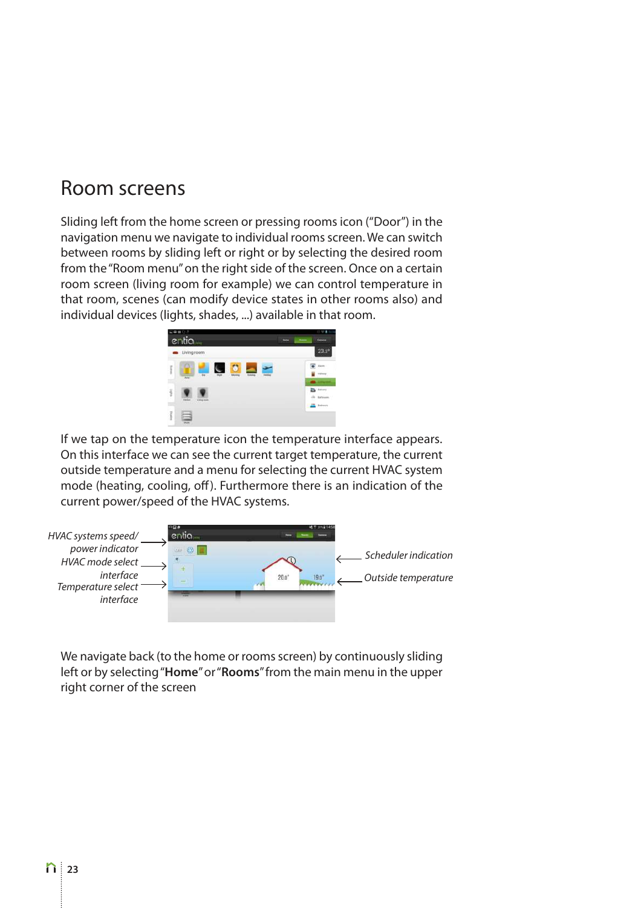# Room screens

Sliding left from the home screen or pressing rooms icon ("Door") in the navigation menu we navigate to individual rooms screen. We can switch between rooms by sliding left or right or by selecting the desired room from the "Room menu" on the right side of the screen. Once on a certain room screen (living room for example) we can control temperature in that room, scenes (can modify device states in other rooms also) and individual devices (lights, shades, ...) available in that room.

If we tap on the temperature icon the temperature interface appears. On this interface we can see the current target temperature, the current outside temperature and a menu for selecting the current HVAC system mode (heating, cooling, off). Furthermore there is an indication of the current power/speed of the HVAC systems.

*HVAC systems speed/ power indicator*

*HVAC mode select interface*

*Temperature select interface*

*Scheduler indication*

*Outside temperature*

We navigate back (to the home or rooms screen) by continuously sliding left or by selecting "**Home**" or "**Rooms**" from the main menu in the upper right corner of the screen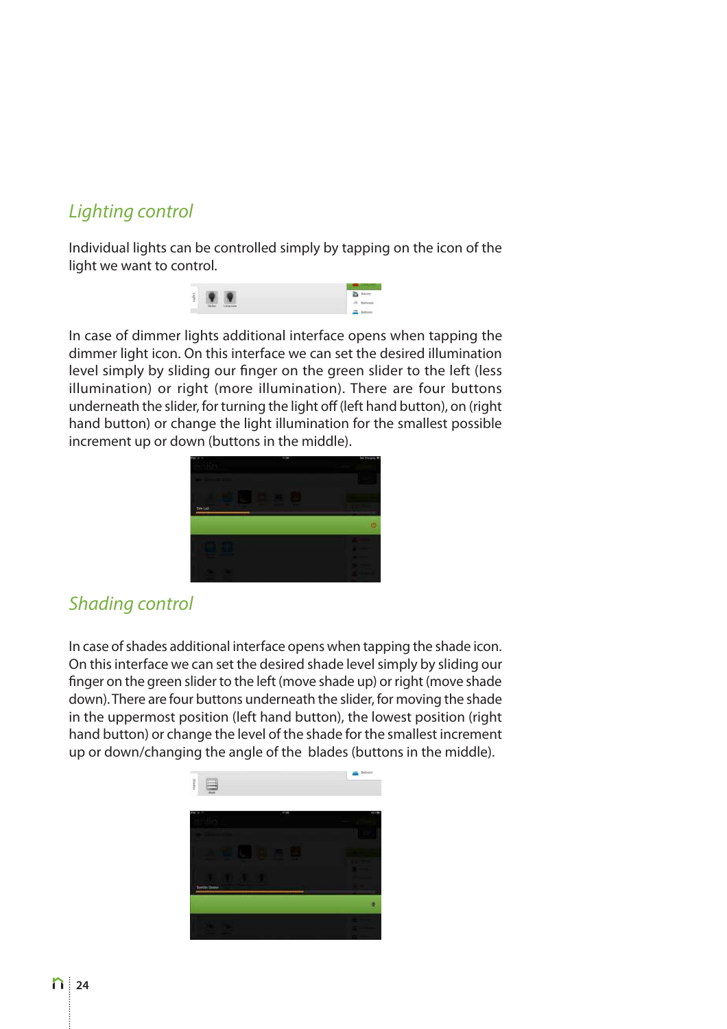## Lighting control

Individual lights can be controlled simply by tapping on the icon of the light we want to control.

In case of dimmer lights additional interface opens when tapping the dimmer light icon. On this interface we can set the desired illumination level simply by sliding our finger on the green slider to the left (less illumination) or right (more illumination). There are four buttons underneath the slider, for turning the light off (left hand button), on (right hand button) or change the light illumination for the smallest possible increment up or down (buttons in the middle).

## Shading control

In case of shades additional interface opens when tapping the shade icon. On this interface we can set the desired shade level simply by sliding our finger on the green slider to the left (move shade up) or right (move shade down). There are four buttons underneath the slider, for moving the shade in the uppermost position (left hand button), the lowest position (right hand button) or change the level of the shade for the smallest increment up or down/changing the angle of the blades (buttons in the middle).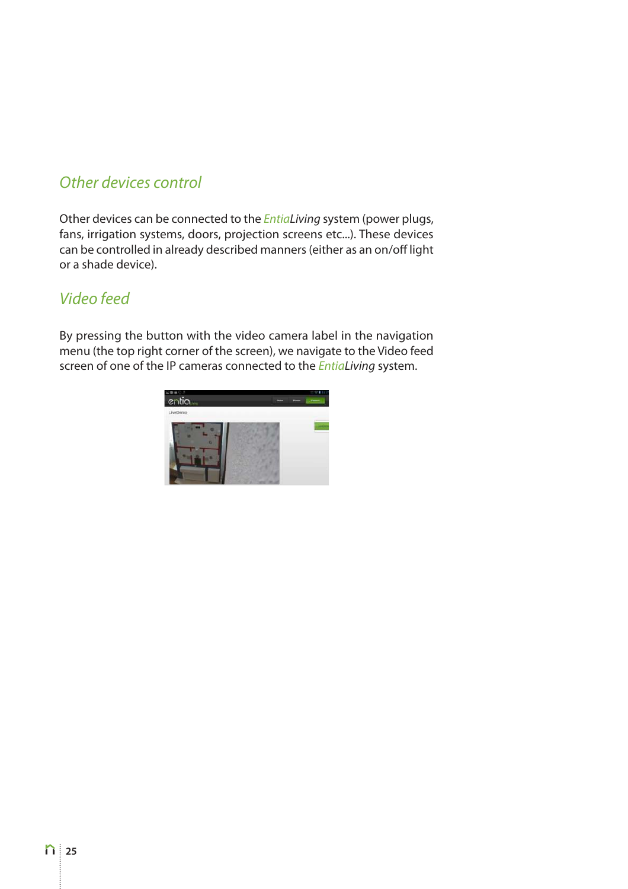## *Other devices control*

Other devices can be connected to the *EntiaLiving* system (power plugs, fans, irrigation systems, doors, projection screens etc...). These devices can be controlled in already described manners (either as an on/off light or a shade device).

## *Video feed*

By pressing the button with the video camera label in the navigation menu (the top right corner of the screen), we navigate to the Video feed screen of one of the IP cameras connected to the *EntiaLiving* system.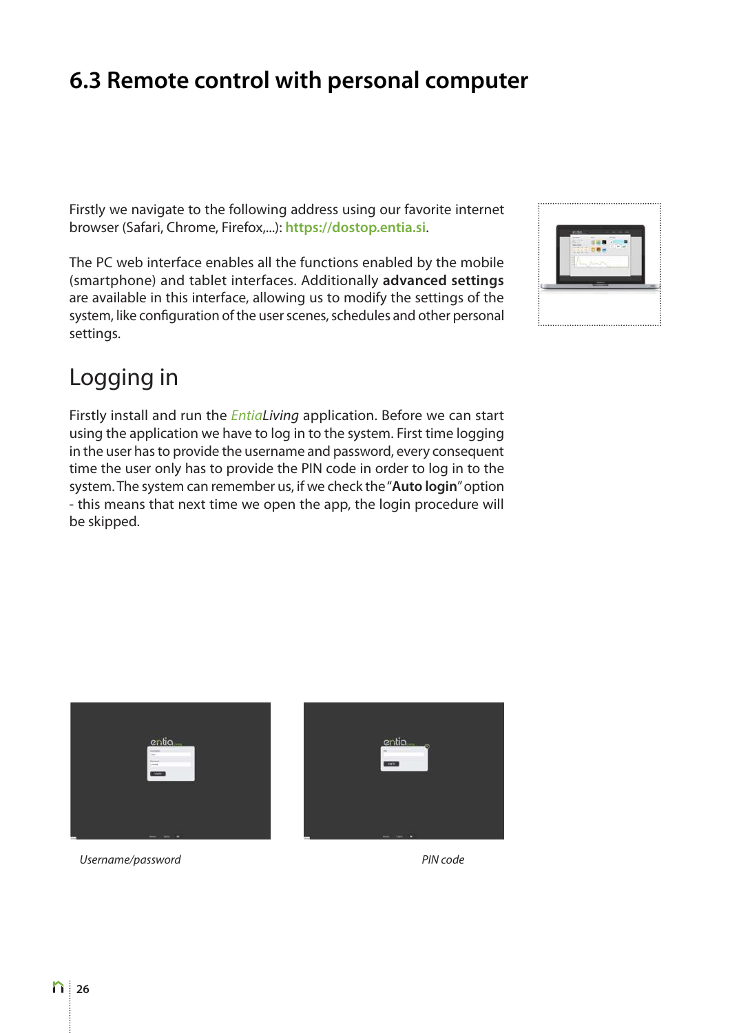# 6.3 Remote control with personal computer

Firstly we navigate to the following address using our favorite internet browser (Safari, Chrome, Firefox,...): **https://dostop.entia.si**.

The PC web interface enables all the functions enabled by the mobile (smartphone) and tablet interfaces. Additionally **advanced settings** are available in this interface, allowing us to modify the settings of the system, like configuration of the user scenes, schedules and other personal settings.

## Logging in

Firstly install and run the *EntiaLiving* application. Before we can start using the application we have to log in to the system. First time logging in the user has to provide the username and password, every consequent time the user only has to provide the PIN code in order to log in to the system. The system can remember us, if we check the "**Auto login**" option - this means that next time we open the app, the login procedure will be skipped.

*Username/password*

*PIN code*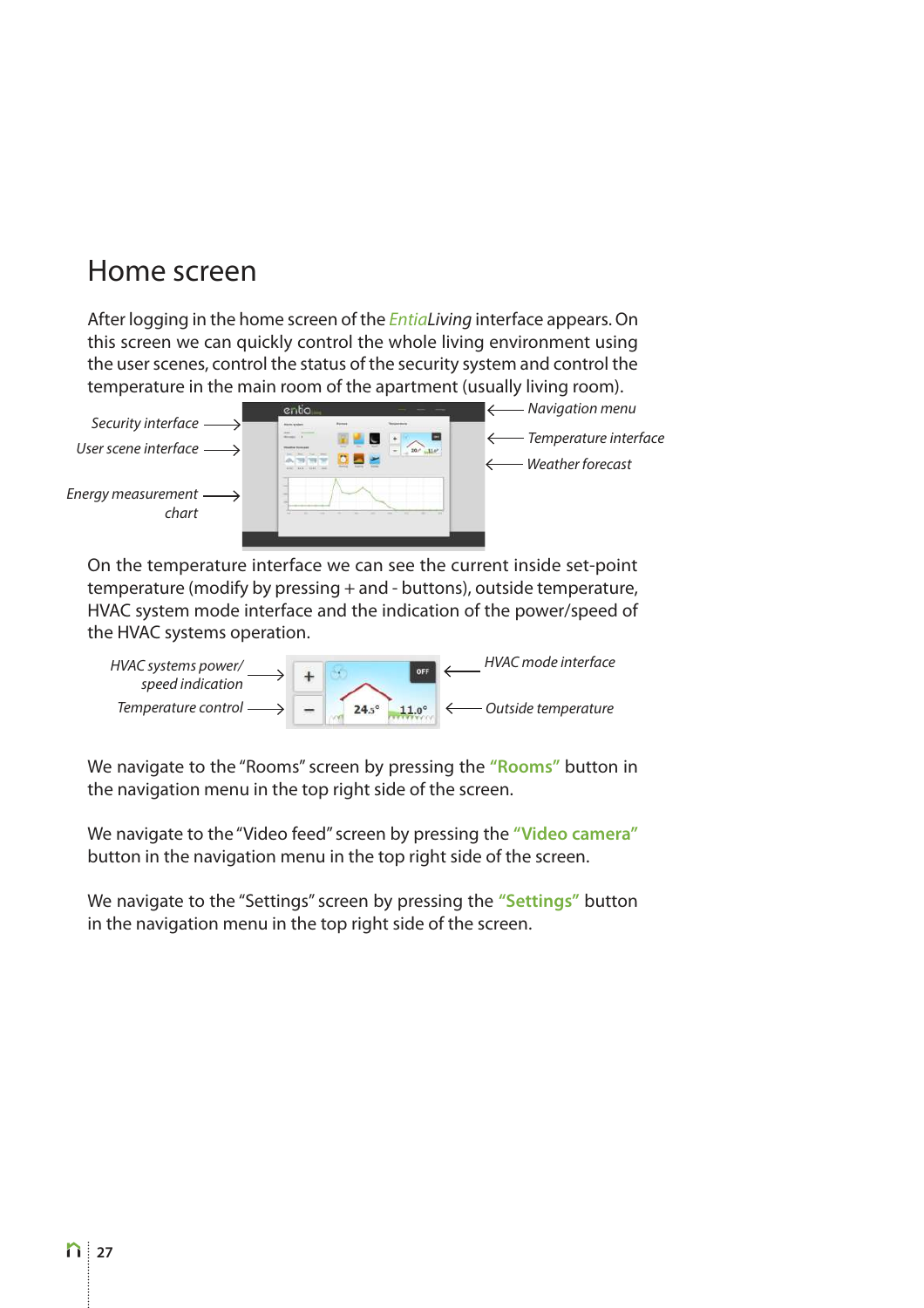# Home screen

After logging in the home screen of the *Entia*Living interface appears. On this screen we can quickly control the whole living environment using the user scenes, control the status of the security system and control the temperature in the main room of the apartment (usually living room).

*Security interface*

*User scene interface*

*Energy measurement chart*

*Navigation menu*

*Temperature interface*

*Weather forecast*

On the temperature interface we can see the current inside set-point temperature (modify by pressing + and - buttons), outside temperature, HVAC system mode interface and the indication of the power/speed of the HVAC systems operation.

*HVAC systems power/ speed indication*

*Temperature control*

*HVAC mode interface*

*Outside temperature*

We navigate to the "Rooms" screen by pressing the **"Rooms"** button in the navigation menu in the top right side of the screen.

We navigate to the "Video feed" screen by pressing the **"Video camera"** button in the navigation menu in the top right side of the screen.

We navigate to the "Settings" screen by pressing the **"Settings"** button in the navigation menu in the top right side of the screen.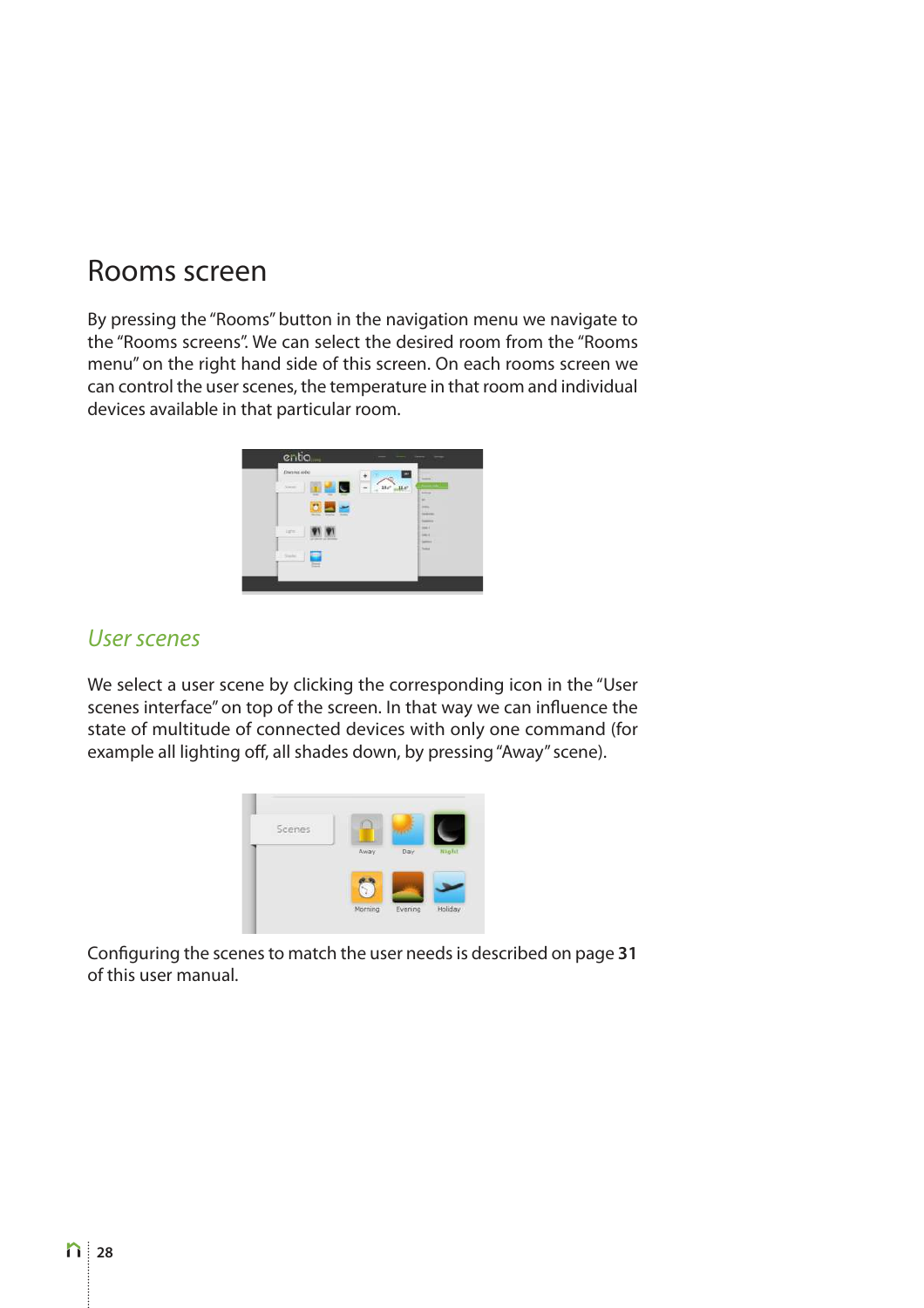# Rooms screen

By pressing the "Rooms" button in the navigation menu we navigate to the "Rooms screens". We can select the desired room from the "Rooms menu" on the right hand side of this screen. On each rooms screen we can control the user scenes, the temperature in that room and individual devices available in that particular room.

## *User scenes*

We select a user scene by clicking the corresponding icon in the "User scenes interface" on top of the screen. In that way we can influence the state of multitude of connected devices with only one command (for example all lighting off, all shades down, by pressing "Away" scene).

Configuring the scenes to match the user needs is described on page **31** of this user manual.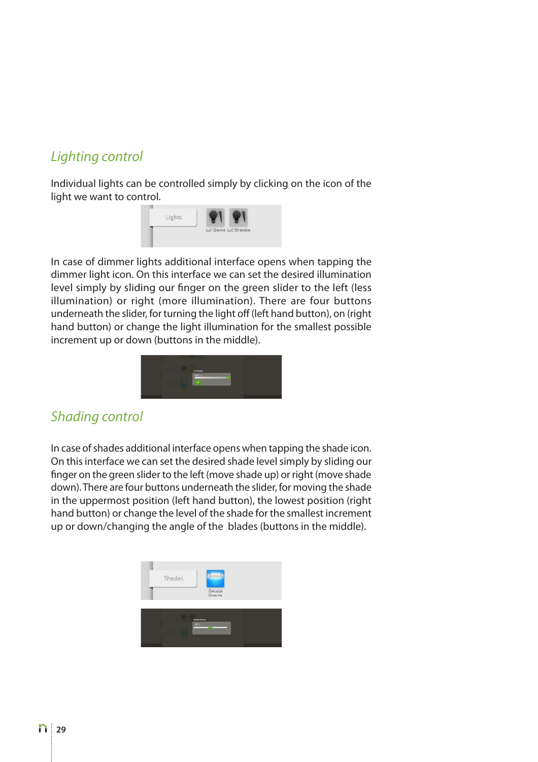## Lighting control

Individual lights can be controlled simply by clicking on the icon of the light we want to control.

In case of dimmer lights additional interface opens when tapping the dimmer light icon. On this interface we can set the desired illumination level simply by sliding our finger on the green slider to the left (less illumination) or right (more illumination). There are four buttons underneath the slider, for turning the light off (left hand button), on (right hand button) or change the light illumination for the smallest possible increment up or down (buttons in the middle).

## Shading control

In case of shades additional interface opens when tapping the shade icon. On this interface we can set the desired shade level simply by sliding our finger on the green slider to the left (move shade up) or right (move shade down). There are four buttons underneath the slider, for moving the shade in the uppermost position (left hand button), the lowest position (right hand button) or change the level of the shade for the smallest increment up or down/changing the angle of the blades (buttons in the middle).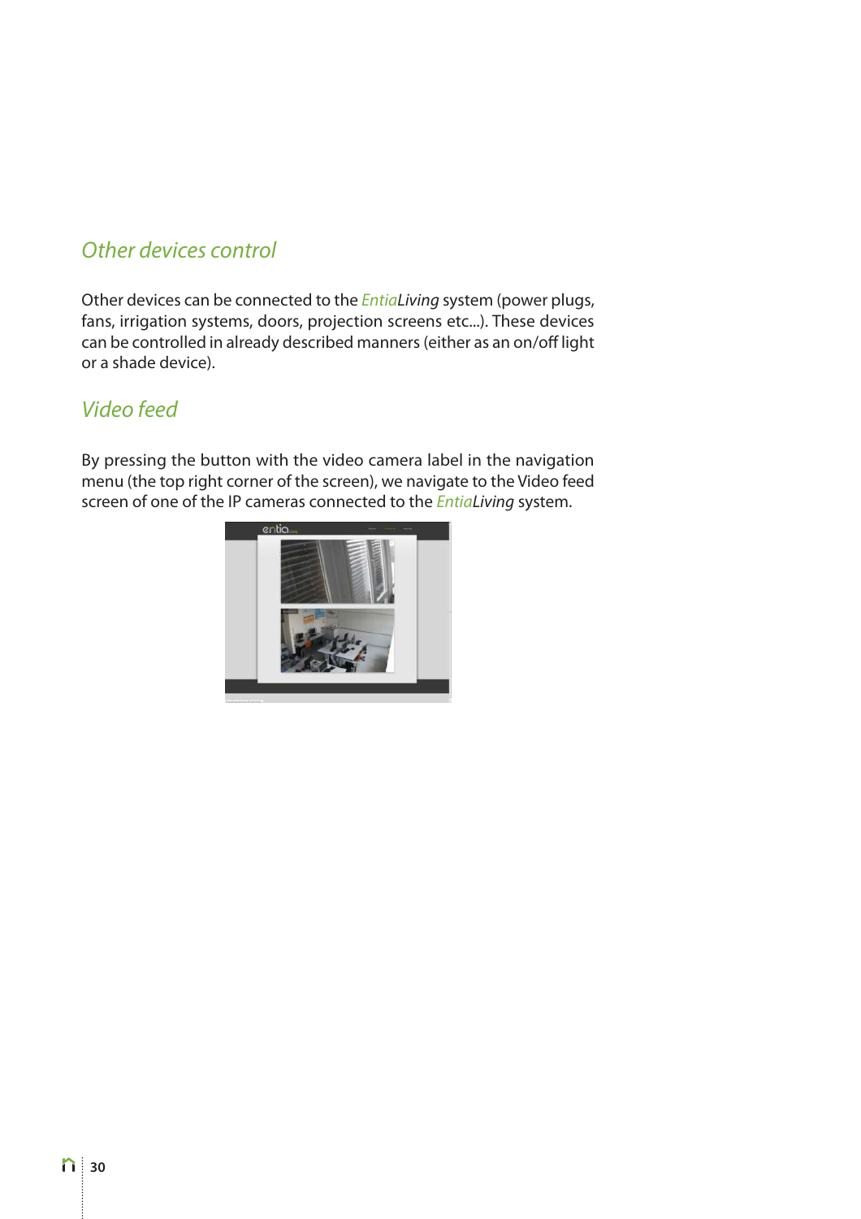## *Other devices control*

Other devices can be connected to the *EntiaLiving* system (power plugs, fans, irrigation systems, doors, projection screens etc...). These devices can be controlled in already described manners (either as an on/off light or a shade device).

## *Video feed*

By pressing the button with the video camera label in the navigation menu (the top right corner of the screen), we navigate to the Video feed screen of one of the IP cameras connected to the *EntiaLiving* system.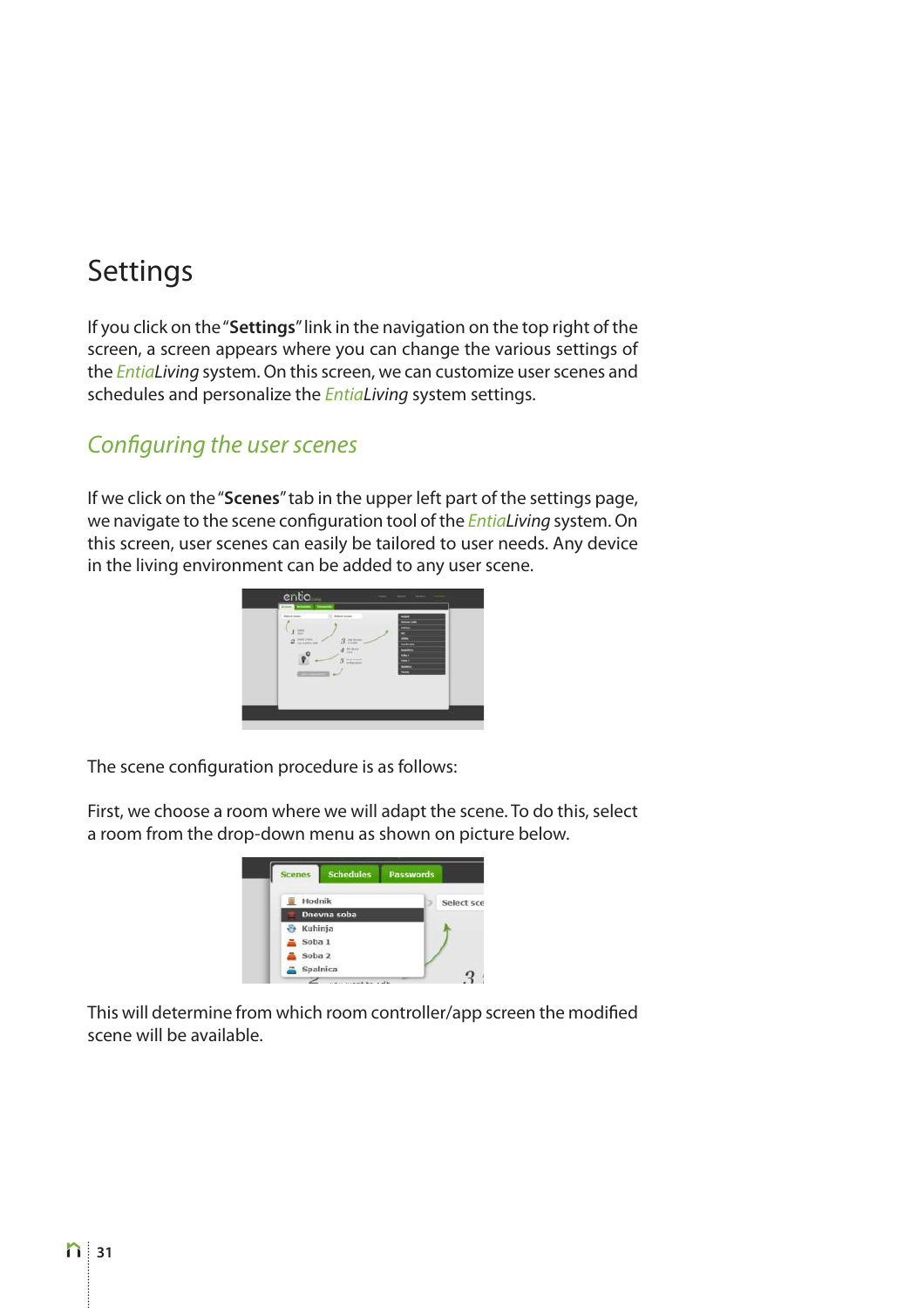# Settings

If you click on the "**Settings**" link in the navigation on the top right of the screen, a screen appears where you can change the various settings of the *EntiaLiving* system. On this screen, we can customize user scenes and schedules and personalize the *EntiaLiving* system settings.

## *Configuring the user scenes*

If we click on the "**Scenes**" tab in the upper left part of the settings page, we navigate to the scene configuration tool of the *EntiaLiving* system. On this screen, user scenes can easily be tailored to user needs. Any device in the living environment can be added to any user scene.

The scene configuration procedure is as follows:

First, we choose a room where we will adapt the scene. To do this, select a room from the drop-down menu as shown on picture below.

This will determine from which room controller/app screen the modified scene will be available.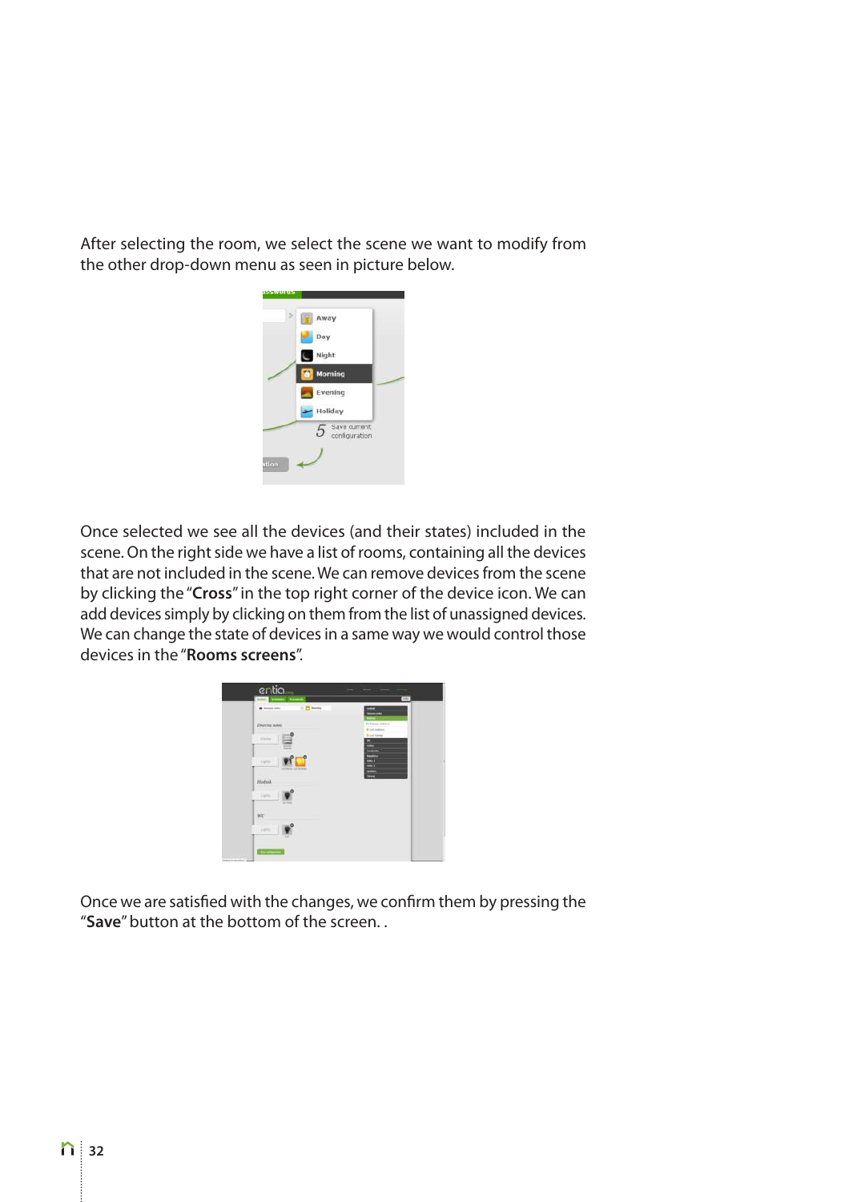After selecting the room, we select the scene we want to modify from the other drop-down menu as seen in picture below.

Once selected we see all the devices (and their states) included in the scene. On the right side we have a list of rooms, containing all the devices that are not included in the scene. We can remove devices from the scene by clicking the "**Cross**" in the top right corner of the device icon. We can add devices simply by clicking on them from the list of unassigned devices. We can change the state of devices in a same way we would control those devices in the "**Rooms screens**".

Once we are satisfied with the changes, we confirm them by pressing the "**Save**" button at the bottom of the screen. .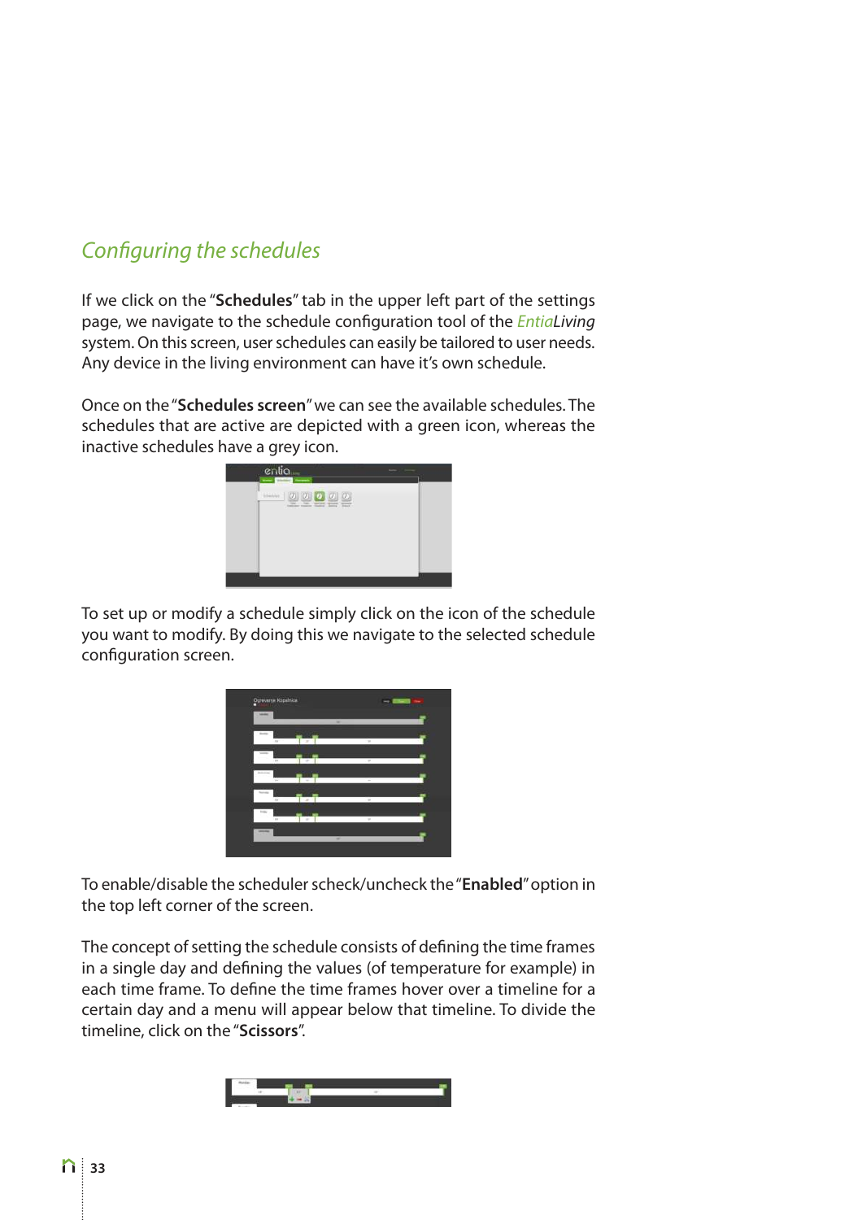## *Configuring the schedules*

If we click on the "**Schedules**" tab in the upper left part of the settings page, we navigate to the schedule configuration tool of the *EntiaLiving* system. On this screen, user schedules can easily be tailored to user needs. Any device in the living environment can have it's own schedule.

Once on the "**Schedules screen**" we can see the available schedules. The schedules that are active are depicted with a green icon, whereas the inactive schedules have a grey icon.

To set up or modify a schedule simply click on the icon of the schedule you want to modify. By doing this we navigate to the selected schedule configuration screen.

To enable/disable the scheduler scheck/uncheck the "**Enabled**" option in the top left corner of the screen.

The concept of setting the schedule consists of defining the time frames in a single day and defining the values (of temperature for example) in each time frame. To define the time frames hover over a timeline for a certain day and a menu will appear below that timeline. To divide the timeline, click on the "**Scissors**".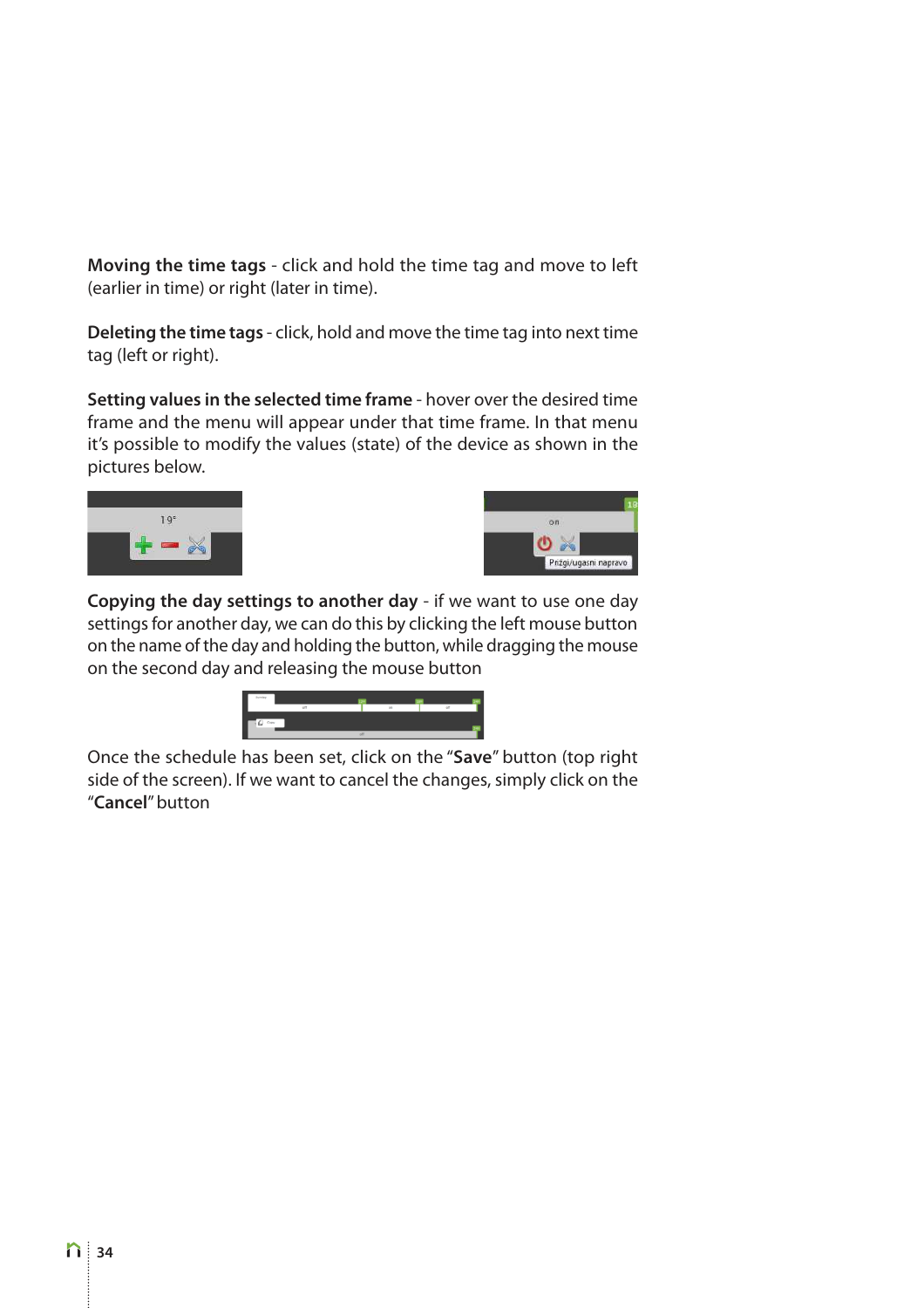**Moving the time tags** - click and hold the time tag and move to left (earlier in time) or right (later in time).

**Deleting the time tags** - click, hold and move the time tag into next time tag (left or right).

**Setting values in the selected time frame** - hover over the desired time frame and the menu will appear under that time frame. In that menu it's possible to modify the values (state) of the device as shown in the pictures below.

**Copying the day settings to another day** - if we want to use one day settings for another day, we can do this by clicking the left mouse button on the name of the day and holding the button, while dragging the mouse on the second day and releasing the mouse button

Once the schedule has been set, click on the "**Save**" button (top right side of the screen). If we want to cancel the changes, simply click on the "**Cancel**" button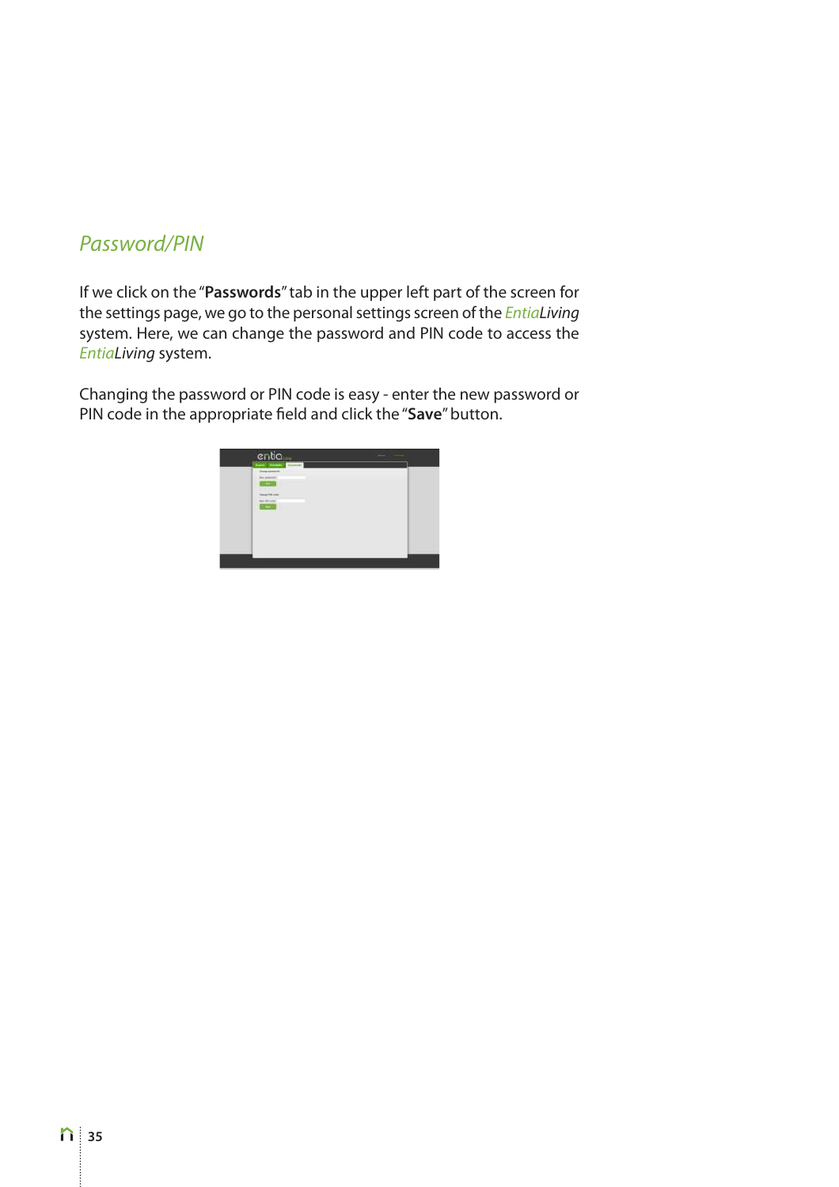## *Password/PIN*

If we click on the "**Passwords**" tab in the upper left part of the screen for the settings page, we go to the personal settings screen of the *EntiaLiving* system. Here, we can change the password and PIN code to access the *EntiaLiving* system.

Changing the password or PIN code is easy - enter the new password or PIN code in the appropriate field and click the "**Save**" button.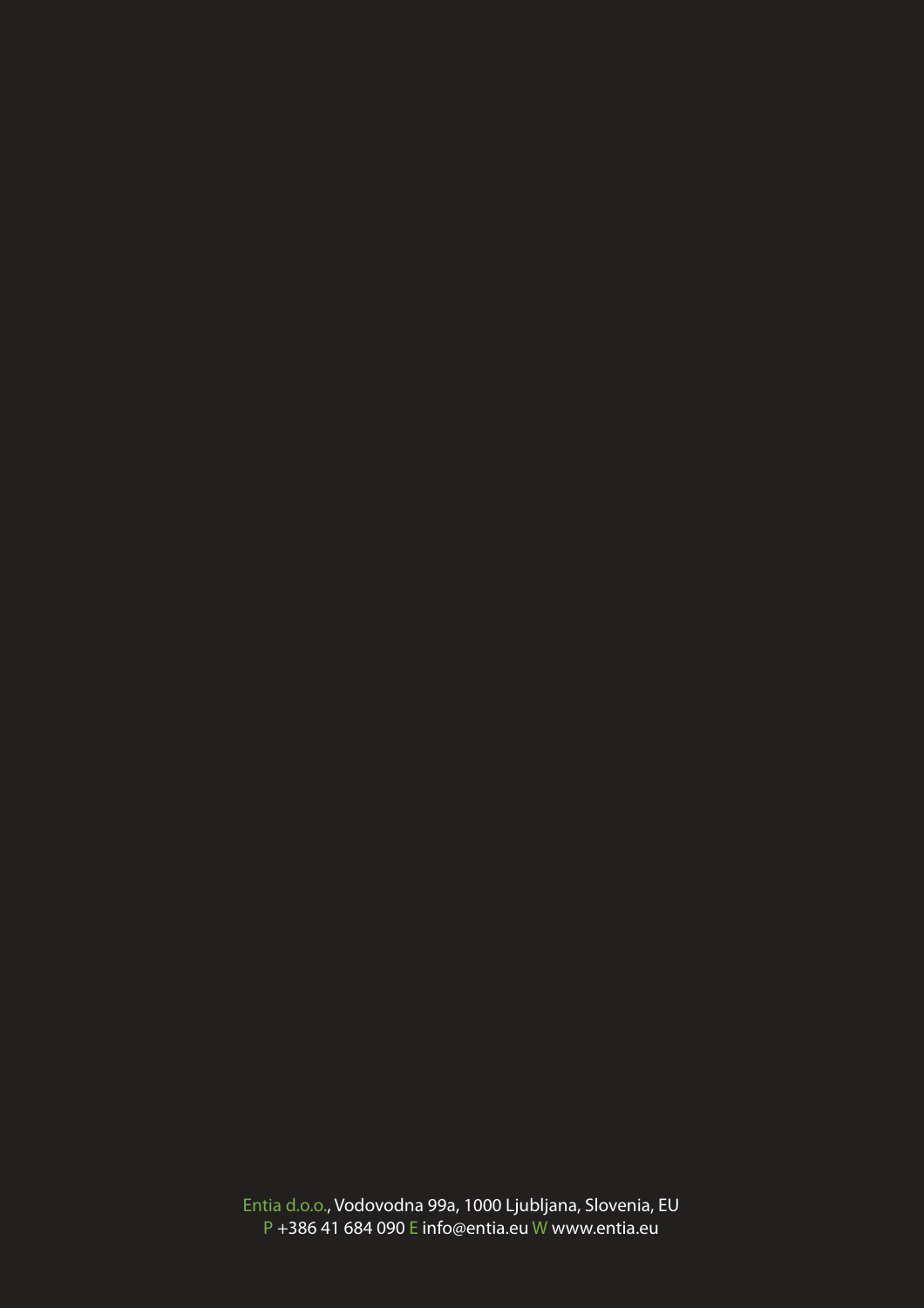Entia d.o.o., Vodovodna 99a, 1000 Ljubljana, Slovenia, EU
P +386 41 684 090 E info@entia.eu W www.entia.eu